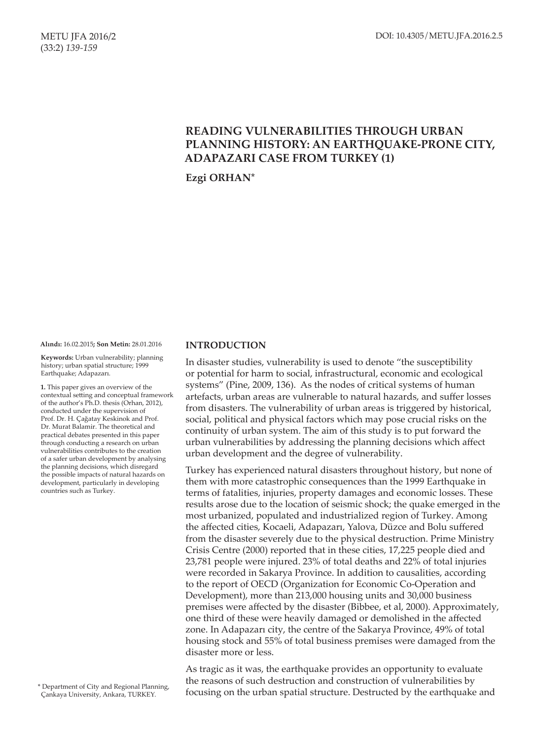# READING VULNERABILITIES THROUGH URBAN PLANNING HISTORY: AN EARTHQUAKE-PRONE CITY, ADAPAZARI CASE FROM TURKEY (1)

**Ezgi ORHAN***

**Alındı:** 16.02.2015**; Son Metin:** 28.01.2016

**Keywords:** Urban vulnerability; planning history; urban spatial structure; 1999 Earthquake; Adapazarı.

**1.** This paper gives an overview of the contextual setting and conceptual framework of the author's Ph.D. thesis (Orhan, 2012), conducted under the supervision of Prof. Dr. H. Çağatay Keskinok and Prof. Dr. Murat Balamir. The theoretical and practical debates presented in this paper through conducting a research on urban vulnerabilities contributes to the creation of a safer urban development by analysing the planning decisions, which disregard the possible impacts of natural hazards on development, particularly in developing countries such as Turkey.

\* Department of City and Regional Planning, Çankaya University, Ankara, TURKEY.

## INTRODUCTION

In disaster studies, vulnerability is used to denote "the susceptibility or potential for harm to social, infrastructural, economic and ecological systems" (Pine, 2009, 136). As the nodes of critical systems of human artefacts, urban areas are vulnerable to natural hazards, and suffer losses from disasters. The vulnerability of urban areas is triggered by historical, social, political and physical factors which may pose crucial risks on the continuity of urban system. The aim of this study is to put forward the urban vulnerabilities by addressing the planning decisions which affect urban development and the degree of vulnerability.

Turkey has experienced natural disasters throughout history, but none of them with more catastrophic consequences than the 1999 Earthquake in terms of fatalities, injuries, property damages and economic losses. These results arose due to the location of seismic shock; the quake emerged in the most urbanized, populated and industrialized region of Turkey. Among the affected cities, Kocaeli, Adapazarı, Yalova, Düzce and Bolu suffered from the disaster severely due to the physical destruction. Prime Ministry Crisis Centre (2000) reported that in these cities, 17,225 people died and 23,781 people were injured. 23% of total deaths and 22% of total injuries were recorded in Sakarya Province. In addition to causalities, according to the report of OECD (Organization for Economic Co-Operation and Development), more than 213,000 housing units and 30,000 business premises were affected by the disaster (Bibbee, et al, 2000). Approximately, one third of these were heavily damaged or demolished in the affected zone. In Adapazarı city, the centre of the Sakarya Province, 49% of total housing stock and 55% of total business premises were damaged from the disaster more or less.

As tragic as it was, the earthquake provides an opportunity to evaluate the reasons of such destruction and construction of vulnerabilities by focusing on the urban spatial structure. Destructed by the earthquake and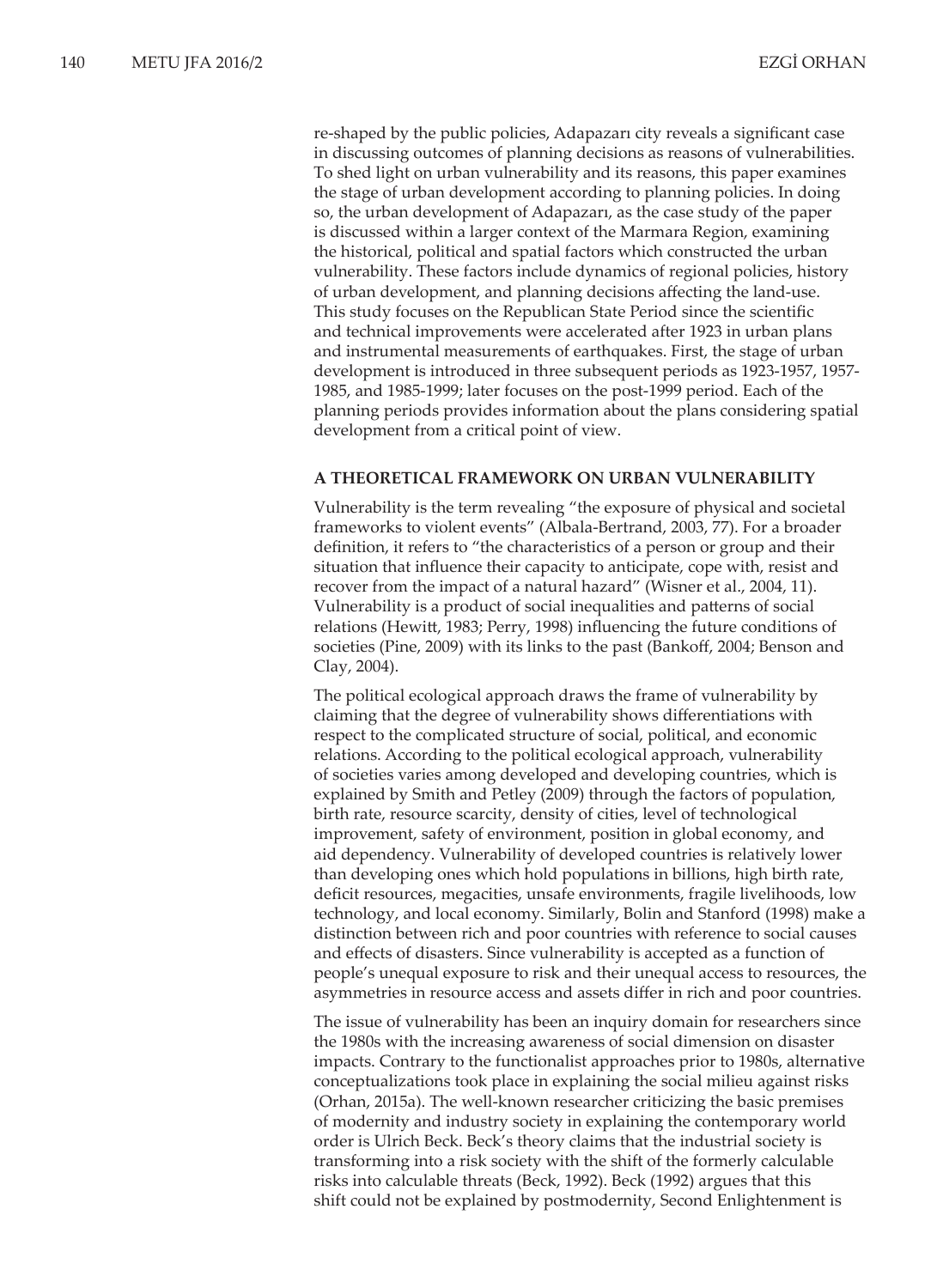re-shaped by the public policies, Adapazarı city reveals a significant case in discussing outcomes of planning decisions as reasons of vulnerabilities. To shed light on urban vulnerability and its reasons, this paper examines the stage of urban development according to planning policies. In doing so, the urban development of Adapazarı, as the case study of the paper is discussed within a larger context of the Marmara Region, examining the historical, political and spatial factors which constructed the urban vulnerability. These factors include dynamics of regional policies, history of urban development, and planning decisions affecting the land-use. This study focuses on the Republican State Period since the scientific and technical improvements were accelerated after 1923 in urban plans and instrumental measurements of earthquakes. First, the stage of urban development is introduced in three subsequent periods as 1923-1957, 1957-1985, and 1985-1999; later focuses on the post-1999 period. Each of the planning periods provides information about the plans considering spatial development from a critical point of view.

## A THEORETICAL FRAMEWORK ON URBAN VULNERABILITY

Vulnerability is the term revealing "the exposure of physical and societal frameworks to violent events" (Albala-Bertrand, 2003, 77). For a broader definition, it refers to "the characteristics of a person or group and their situation that influence their capacity to anticipate, cope with, resist and recover from the impact of a natural hazard" (Wisner et al., 2004, 11). Vulnerability is a product of social inequalities and patterns of social relations (Hewitt, 1983; Perry, 1998) influencing the future conditions of societies (Pine, 2009) with its links to the past (Bankoff, 2004; Benson and Clay, 2004).

The political ecological approach draws the frame of vulnerability by claiming that the degree of vulnerability shows differentiations with respect to the complicated structure of social, political, and economic relations. According to the political ecological approach, vulnerability of societies varies among developed and developing countries, which is explained by Smith and Petley (2009) through the factors of population, birth rate, resource scarcity, density of cities, level of technological improvement, safety of environment, position in global economy, and aid dependency. Vulnerability of developed countries is relatively lower than developing ones which hold populations in billions, high birth rate, deficit resources, megacities, unsafe environments, fragile livelihoods, low technology, and local economy. Similarly, Bolin and Stanford (1998) make a distinction between rich and poor countries with reference to social causes and effects of disasters. Since vulnerability is accepted as a function of people's unequal exposure to risk and their unequal access to resources, the asymmetries in resource access and assets differ in rich and poor countries.

The issue of vulnerability has been an inquiry domain for researchers since the 1980s with the increasing awareness of social dimension on disaster impacts. Contrary to the functionalist approaches prior to 1980s, alternative conceptualizations took place in explaining the social milieu against risks (Orhan, 2015a). The well-known researcher criticizing the basic premises of modernity and industry society in explaining the contemporary world order is Ulrich Beck. Beck's theory claims that the industrial society is transforming into a risk society with the shift of the formerly calculable risks into calculable threats (Beck, 1992). Beck (1992) argues that this shift could not be explained by postmodernity, Second Enlightenment is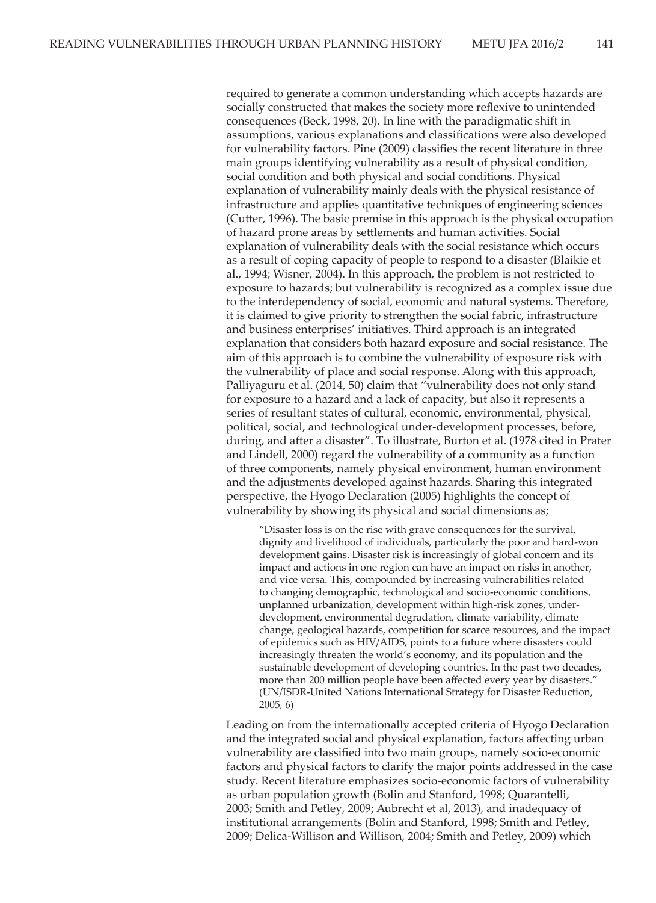required to generate a common understanding which accepts hazards are socially constructed that makes the society more reflexive to unintended consequences (Beck, 1998, 20). In line with the paradigmatic shift in assumptions, various explanations and classifications were also developed for vulnerability factors. Pine (2009) classifies the recent literature in three main groups identifying vulnerability as a result of physical condition, social condition and both physical and social conditions. Physical explanation of vulnerability mainly deals with the physical resistance of infrastructure and applies quantitative techniques of engineering sciences (Cutter, 1996). The basic premise in this approach is the physical occupation of hazard prone areas by settlements and human activities. Social explanation of vulnerability deals with the social resistance which occurs as a result of coping capacity of people to respond to a disaster (Blaikie et al., 1994; Wisner, 2004). In this approach, the problem is not restricted to exposure to hazards; but vulnerability is recognized as a complex issue due to the interdependency of social, economic and natural systems. Therefore, it is claimed to give priority to strengthen the social fabric, infrastructure and business enterprises' initiatives. Third approach is an integrated explanation that considers both hazard exposure and social resistance. The aim of this approach is to combine the vulnerability of exposure risk with the vulnerability of place and social response. Along with this approach, Palliyaguru et al. (2014, 50) claim that "vulnerability does not only stand for exposure to a hazard and a lack of capacity, but also it represents a series of resultant states of cultural, economic, environmental, physical, political, social, and technological under-development processes, before, during, and after a disaster". To illustrate, Burton et al. (1978 cited in Prater and Lindell, 2000) regard the vulnerability of a community as a function of three components, namely physical environment, human environment and the adjustments developed against hazards. Sharing this integrated perspective, the Hyogo Declaration (2005) highlights the concept of vulnerability by showing its physical and social dimensions as;

> "Disaster loss is on the rise with grave consequences for the survival, dignity and livelihood of individuals, particularly the poor and hard-won development gains. Disaster risk is increasingly of global concern and its impact and actions in one region can have an impact on risks in another, and vice versa. This, compounded by increasing vulnerabilities related to changing demographic, technological and socio-economic conditions, unplanned urbanization, development within high-risk zones, under-development, environmental degradation, climate variability, climate change, geological hazards, competition for scarce resources, and the impact of epidemics such as HIV/AIDS, points to a future where disasters could increasingly threaten the world's economy, and its population and the sustainable development of developing countries. In the past two decades, more than 200 million people have been affected every year by disasters." (UN/ISDR-United Nations International Strategy for Disaster Reduction, 2005, 6)

Leading on from the internationally accepted criteria of Hyogo Declaration and the integrated social and physical explanation, factors affecting urban vulnerability are classified into two main groups, namely socio-economic factors and physical factors to clarify the major points addressed in the case study. Recent literature emphasizes socio-economic factors of vulnerability as urban population growth (Bolin and Stanford, 1998; Quarantelli, 2003; Smith and Petley, 2009; Aubrecht et al, 2013), and inadequacy of institutional arrangements (Bolin and Stanford, 1998; Smith and Petley, 2009; Delica-Willison and Willison, 2004; Smith and Petley, 2009) which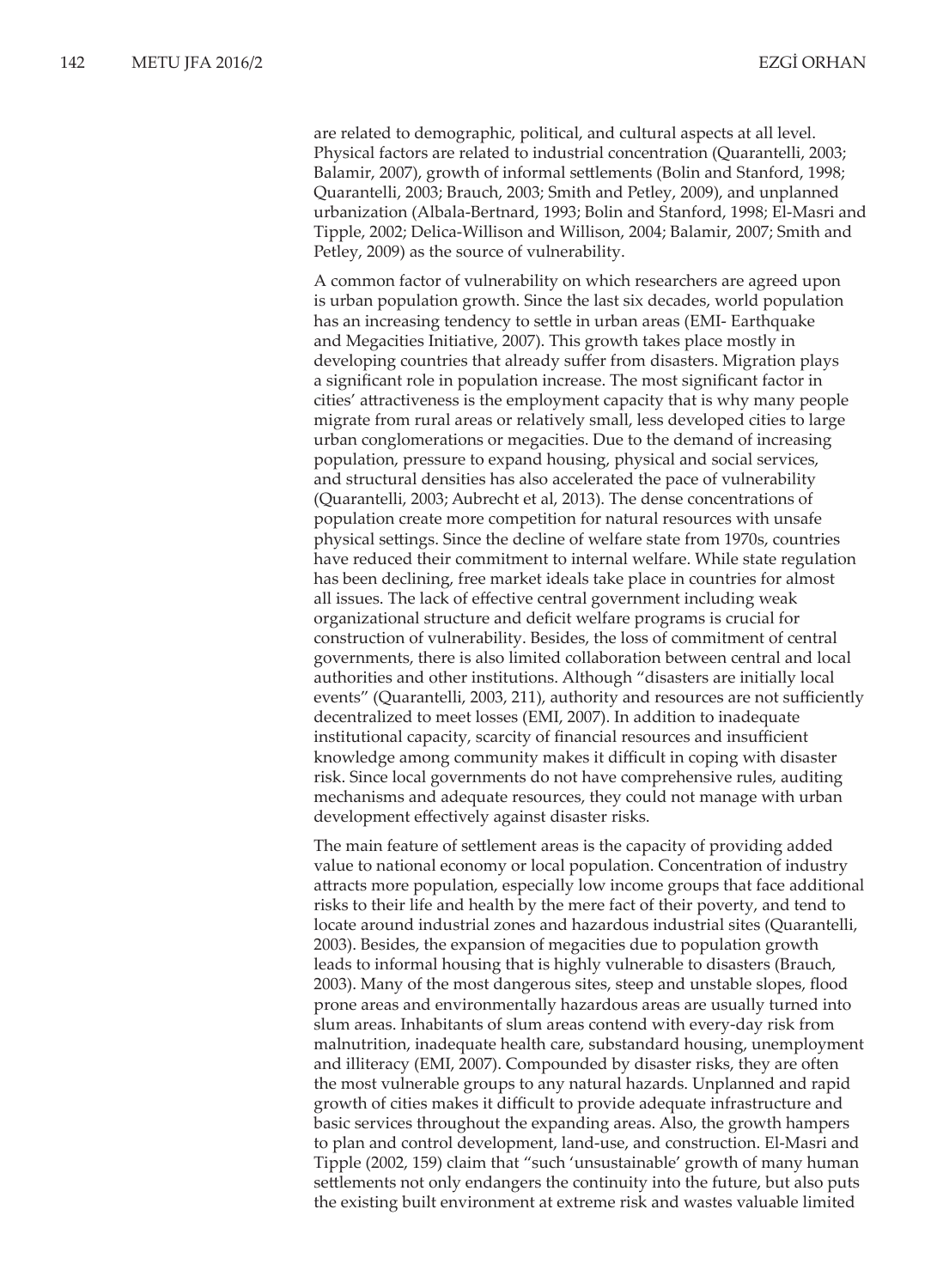are related to demographic, political, and cultural aspects at all level. Physical factors are related to industrial concentration (Quarantelli, 2003; Balamir, 2007), growth of informal settlements (Bolin and Stanford, 1998; Quarantelli, 2003; Brauch, 2003; Smith and Petley, 2009), and unplanned urbanization (Albala-Bertnard, 1993; Bolin and Stanford, 1998; El-Masri and Tipple, 2002; Delica-Willison and Willison, 2004; Balamir, 2007; Smith and Petley, 2009) as the source of vulnerability.

A common factor of vulnerability on which researchers are agreed upon is urban population growth. Since the last six decades, world population has an increasing tendency to settle in urban areas (EMI- Earthquake and Megacities Initiative, 2007). This growth takes place mostly in developing countries that already suffer from disasters. Migration plays a significant role in population increase. The most significant factor in cities' attractiveness is the employment capacity that is why many people migrate from rural areas or relatively small, less developed cities to large urban conglomerations or megacities. Due to the demand of increasing population, pressure to expand housing, physical and social services, and structural densities has also accelerated the pace of vulnerability (Quarantelli, 2003; Aubrecht et al, 2013). The dense concentrations of population create more competition for natural resources with unsafe physical settings. Since the decline of welfare state from 1970s, countries have reduced their commitment to internal welfare. While state regulation has been declining, free market ideals take place in countries for almost all issues. The lack of effective central government including weak organizational structure and deficit welfare programs is crucial for construction of vulnerability. Besides, the loss of commitment of central governments, there is also limited collaboration between central and local authorities and other institutions. Although "disasters are initially local events" (Quarantelli, 2003, 211), authority and resources are not sufficiently decentralized to meet losses (EMI, 2007). In addition to inadequate institutional capacity, scarcity of financial resources and insufficient knowledge among community makes it difficult in coping with disaster risk. Since local governments do not have comprehensive rules, auditing mechanisms and adequate resources, they could not manage with urban development effectively against disaster risks.

The main feature of settlement areas is the capacity of providing added value to national economy or local population. Concentration of industry attracts more population, especially low income groups that face additional risks to their life and health by the mere fact of their poverty, and tend to locate around industrial zones and hazardous industrial sites (Quarantelli, 2003). Besides, the expansion of megacities due to population growth leads to informal housing that is highly vulnerable to disasters (Brauch, 2003). Many of the most dangerous sites, steep and unstable slopes, flood prone areas and environmentally hazardous areas are usually turned into slum areas. Inhabitants of slum areas contend with every-day risk from malnutrition, inadequate health care, substandard housing, unemployment and illiteracy (EMI, 2007). Compounded by disaster risks, they are often the most vulnerable groups to any natural hazards. Unplanned and rapid growth of cities makes it difficult to provide adequate infrastructure and basic services throughout the expanding areas. Also, the growth hampers to plan and control development, land-use, and construction. El-Masri and Tipple (2002, 159) claim that "such 'unsustainable' growth of many human settlements not only endangers the continuity into the future, but also puts the existing built environment at extreme risk and wastes valuable limited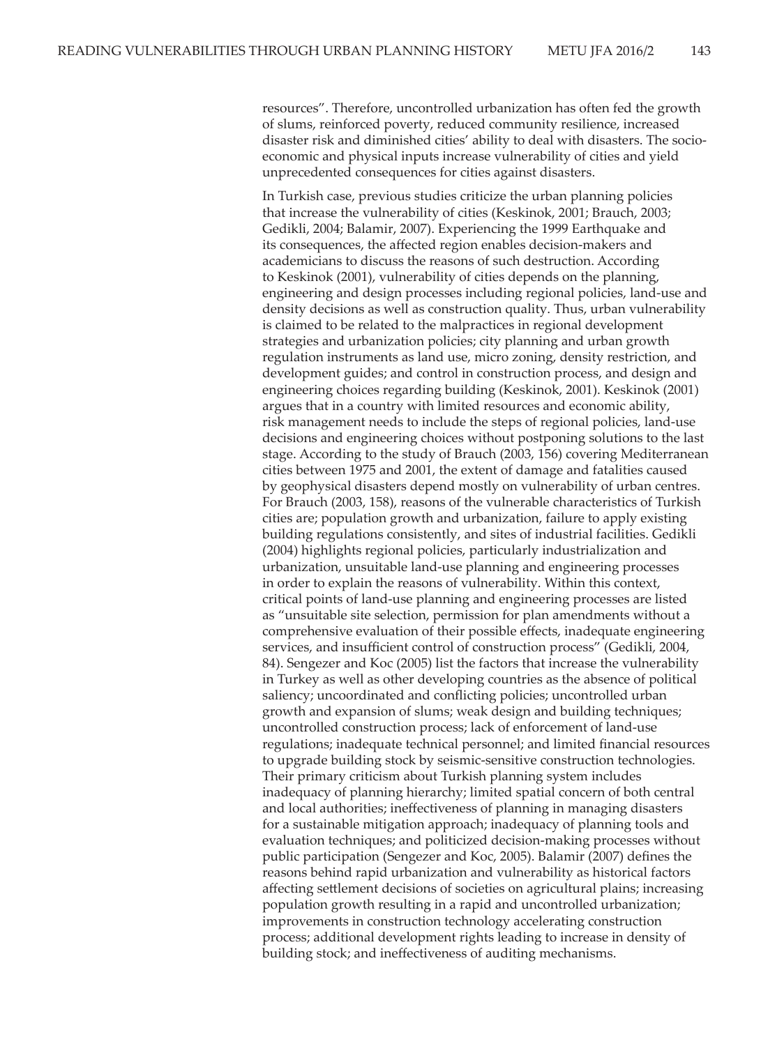resources". Therefore, uncontrolled urbanization has often fed the growth of slums, reinforced poverty, reduced community resilience, increased disaster risk and diminished cities' ability to deal with disasters. The socio-economic and physical inputs increase vulnerability of cities and yield unprecedented consequences for cities against disasters.

In Turkish case, previous studies criticize the urban planning policies that increase the vulnerability of cities (Keskinok, 2001; Brauch, 2003; Gedikli, 2004; Balamir, 2007). Experiencing the 1999 Earthquake and its consequences, the affected region enables decision-makers and academicians to discuss the reasons of such destruction. According to Keskinok (2001), vulnerability of cities depends on the planning, engineering and design processes including regional policies, land-use and density decisions as well as construction quality. Thus, urban vulnerability is claimed to be related to the malpractices in regional development strategies and urbanization policies; city planning and urban growth regulation instruments as land use, micro zoning, density restriction, and development guides; and control in construction process, and design and engineering choices regarding building (Keskinok, 2001). Keskinok (2001) argues that in a country with limited resources and economic ability, risk management needs to include the steps of regional policies, land-use decisions and engineering choices without postponing solutions to the last stage. According to the study of Brauch (2003, 156) covering Mediterranean cities between 1975 and 2001, the extent of damage and fatalities caused by geophysical disasters depend mostly on vulnerability of urban centres. For Brauch (2003, 158), reasons of the vulnerable characteristics of Turkish cities are; population growth and urbanization, failure to apply existing building regulations consistently, and sites of industrial facilities. Gedikli (2004) highlights regional policies, particularly industrialization and urbanization, unsuitable land-use planning and engineering processes in order to explain the reasons of vulnerability. Within this context, critical points of land-use planning and engineering processes are listed as "unsuitable site selection, permission for plan amendments without a comprehensive evaluation of their possible effects, inadequate engineering services, and insufficient control of construction process" (Gedikli, 2004, 84). Sengezer and Koc (2005) list the factors that increase the vulnerability in Turkey as well as other developing countries as the absence of political saliency; uncoordinated and conflicting policies; uncontrolled urban growth and expansion of slums; weak design and building techniques; uncontrolled construction process; lack of enforcement of land-use regulations; inadequate technical personnel; and limited financial resources to upgrade building stock by seismic-sensitive construction technologies. Their primary criticism about Turkish planning system includes inadequacy of planning hierarchy; limited spatial concern of both central and local authorities; ineffectiveness of planning in managing disasters for a sustainable mitigation approach; inadequacy of planning tools and evaluation techniques; and politicized decision-making processes without public participation (Sengezer and Koc, 2005). Balamir (2007) defines the reasons behind rapid urbanization and vulnerability as historical factors affecting settlement decisions of societies on agricultural plains; increasing population growth resulting in a rapid and uncontrolled urbanization; improvements in construction technology accelerating construction process; additional development rights leading to increase in density of building stock; and ineffectiveness of auditing mechanisms.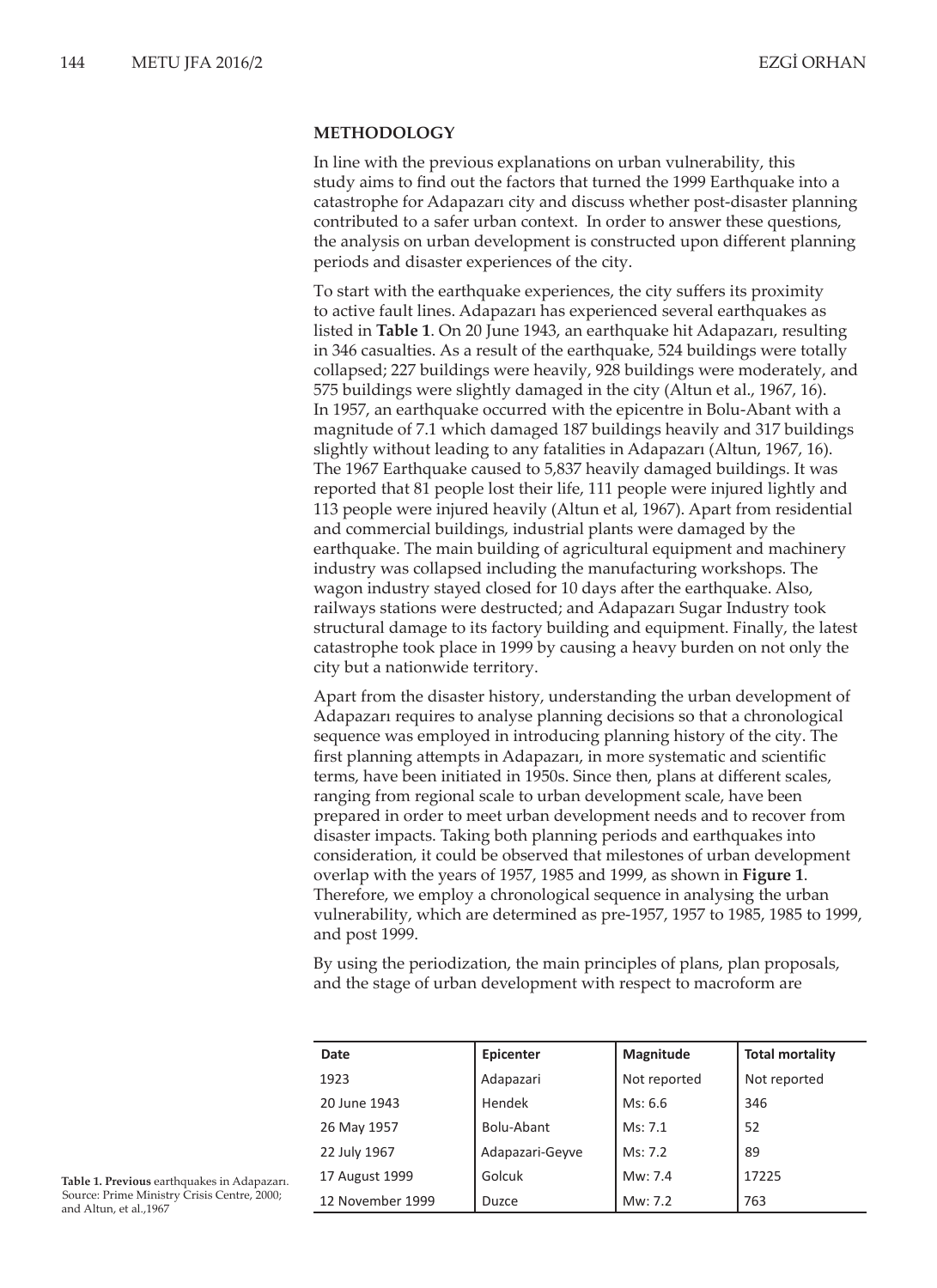## METHODOLOGY

In line with the previous explanations on urban vulnerability, this study aims to find out the factors that turned the 1999 Earthquake into a catastrophe for Adapazarı city and discuss whether post-disaster planning contributed to a safer urban context. In order to answer these questions, the analysis on urban development is constructed upon different planning periods and disaster experiences of the city.

To start with the earthquake experiences, the city suffers its proximity to active fault lines. Adapazarı has experienced several earthquakes as listed in **Table 1**. On 20 June 1943, an earthquake hit Adapazarı, resulting in 346 casualties. As a result of the earthquake, 524 buildings were totally collapsed; 227 buildings were heavily, 928 buildings were moderately, and 575 buildings were slightly damaged in the city (Altun et al., 1967, 16). In 1957, an earthquake occurred with the epicentre in Bolu-Abant with a magnitude of 7.1 which damaged 187 buildings heavily and 317 buildings slightly without leading to any fatalities in Adapazarı (Altun, 1967, 16). The 1967 Earthquake caused to 5,837 heavily damaged buildings. It was reported that 81 people lost their life, 111 people were injured lightly and 113 people were injured heavily (Altun et al, 1967). Apart from residential and commercial buildings, industrial plants were damaged by the earthquake. The main building of agricultural equipment and machinery industry was collapsed including the manufacturing workshops. The wagon industry stayed closed for 10 days after the earthquake. Also, railways stations were destructed; and Adapazarı Sugar Industry took structural damage to its factory building and equipment. Finally, the latest catastrophe took place in 1999 by causing a heavy burden on not only the city but a nationwide territory.

Apart from the disaster history, understanding the urban development of Adapazarı requires to analyse planning decisions so that a chronological sequence was employed in introducing planning history of the city. The first planning attempts in Adapazarı, in more systematic and scientific terms, have been initiated in 1950s. Since then, plans at different scales, ranging from regional scale to urban development scale, have been prepared in order to meet urban development needs and to recover from disaster impacts. Taking both planning periods and earthquakes into consideration, it could be observed that milestones of urban development overlap with the years of 1957, 1985 and 1999, as shown in **Figure 1**. Therefore, we employ a chronological sequence in analysing the urban vulnerability, which are determined as pre-1957, 1957 to 1985, 1985 to 1999, and post 1999.

By using the periodization, the main principles of plans, plan proposals, and the stage of urban development with respect to macroform are

| Date | Epicenter | Magnitude | Total mortality |
|---|---|---|---|
| 1923 | Adapazari | Not reported | Not reported |
| 20 June 1943 | Hendek | Ms: 6.6 | 346 |
| 26 May 1957 | Bolu-Abant | Ms: 7.1 | 52 |
| 22 July 1967 | Adapazari-Geyve | Ms: 7.2 | 89 |
| 17 August 1999 | Golcuk | Mw: 7.4 | 17225 |
| 12 November 1999 | Duzce | Mw: 7.2 | 763 |

**Table 1. Previous** earthquakes in Adapazarı. Source: Prime Ministry Crisis Centre, 2000; and Altun, et al.,1967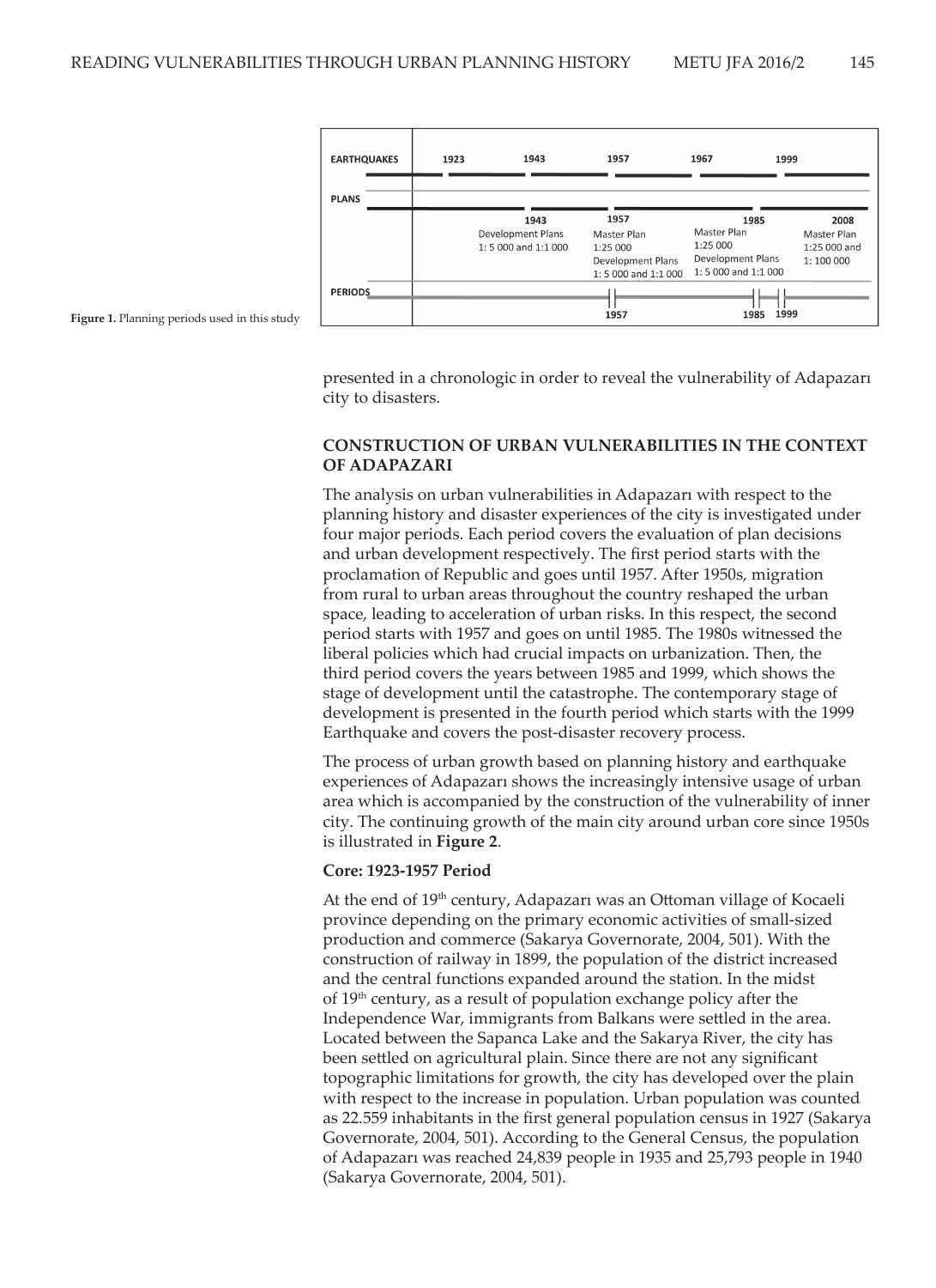| EARTHQUAKES | 1923 | 1943 | 1957 | 1967 | 1999 |
|---|---|---|---|---|---|
| PLANS | | 1943 Development Plans 1: 5 000 and 1:1 000 | 1957 Master Plan 1:25 000 Development Plans 1: 5 000 and 1:1 000 | 1985 Master Plan 1:25 000 Development Plans 1: 5 000 and 1:1 000 | 2008 Master Plan 1:25 000 and 1: 100 000 |
| PERIODS | | | 1957 | 1985 | 1999 |

**Figure 1.** Planning periods used in this study

presented in a chronologic in order to reveal the vulnerability of Adapazarı city to disasters.

## CONSTRUCTION OF URBAN VULNERABILITIES IN THE CONTEXT OF ADAPAZARI

The analysis on urban vulnerabilities in Adapazarı with respect to the planning history and disaster experiences of the city is investigated under four major periods. Each period covers the evaluation of plan decisions and urban development respectively. The first period starts with the proclamation of Republic and goes until 1957. After 1950s, migration from rural to urban areas throughout the country reshaped the urban space, leading to acceleration of urban risks. In this respect, the second period starts with 1957 and goes on until 1985. The 1980s witnessed the liberal policies which had crucial impacts on urbanization. Then, the third period covers the years between 1985 and 1999, which shows the stage of development until the catastrophe. The contemporary stage of development is presented in the fourth period which starts with the 1999 Earthquake and covers the post-disaster recovery process.

The process of urban growth based on planning history and earthquake experiences of Adapazarı shows the increasingly intensive usage of urban area which is accompanied by the construction of the vulnerability of inner city. The continuing growth of the main city around urban core since 1950s is illustrated in **Figure 2**.

### Core: 1923-1957 Period

At the end of 19th century, Adapazarı was an Ottoman village of Kocaeli province depending on the primary economic activities of small-sized production and commerce (Sakarya Governorate, 2004, 501). With the construction of railway in 1899, the population of the district increased and the central functions expanded around the station. In the midst of 19th century, as a result of population exchange policy after the Independence War, immigrants from Balkans were settled in the area. Located between the Sapanca Lake and the Sakarya River, the city has been settled on agricultural plain. Since there are not any significant topographic limitations for growth, the city has developed over the plain with respect to the increase in population. Urban population was counted as 22.559 inhabitants in the first general population census in 1927 (Sakarya Governorate, 2004, 501). According to the General Census, the population of Adapazarı was reached 24,839 people in 1935 and 25,793 people in 1940 (Sakarya Governorate, 2004, 501).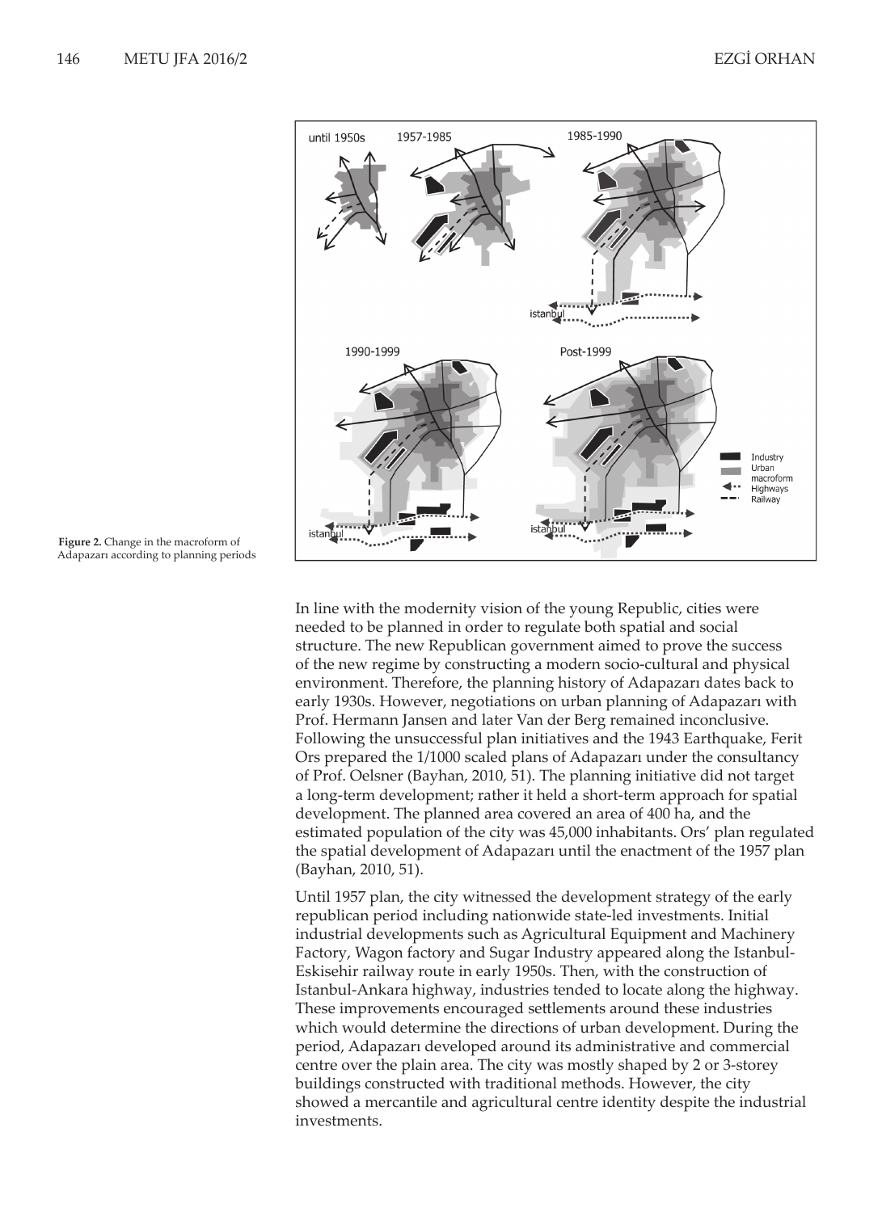Figure 2. Change in the macroform of Adapazarı according to planning periods

In line with the modernity vision of the young Republic, cities were needed to be planned in order to regulate both spatial and social structure. The new Republican government aimed to prove the success of the new regime by constructing a modern socio-cultural and physical environment. Therefore, the planning history of Adapazarı dates back to early 1930s. However, negotiations on urban planning of Adapazarı with Prof. Hermann Jansen and later Van der Berg remained inconclusive. Following the unsuccessful plan initiatives and the 1943 Earthquake, Ferit Ors prepared the 1/1000 scaled plans of Adapazarı under the consultancy of Prof. Oelsner (Bayhan, 2010, 51). The planning initiative did not target a long-term development; rather it held a short-term approach for spatial development. The planned area covered an area of 400 ha, and the estimated population of the city was 45,000 inhabitants. Ors' plan regulated the spatial development of Adapazarı until the enactment of the 1957 plan (Bayhan, 2010, 51).

Until 1957 plan, the city witnessed the development strategy of the early republican period including nationwide state-led investments. Initial industrial developments such as Agricultural Equipment and Machinery Factory, Wagon factory and Sugar Industry appeared along the Istanbul-Eskisehir railway route in early 1950s. Then, with the construction of Istanbul-Ankara highway, industries tended to locate along the highway. These improvements encouraged settlements around these industries which would determine the directions of urban development. During the period, Adapazarı developed around its administrative and commercial centre over the plain area. The city was mostly shaped by 2 or 3-storey buildings constructed with traditional methods. However, the city showed a mercantile and agricultural centre identity despite the industrial investments.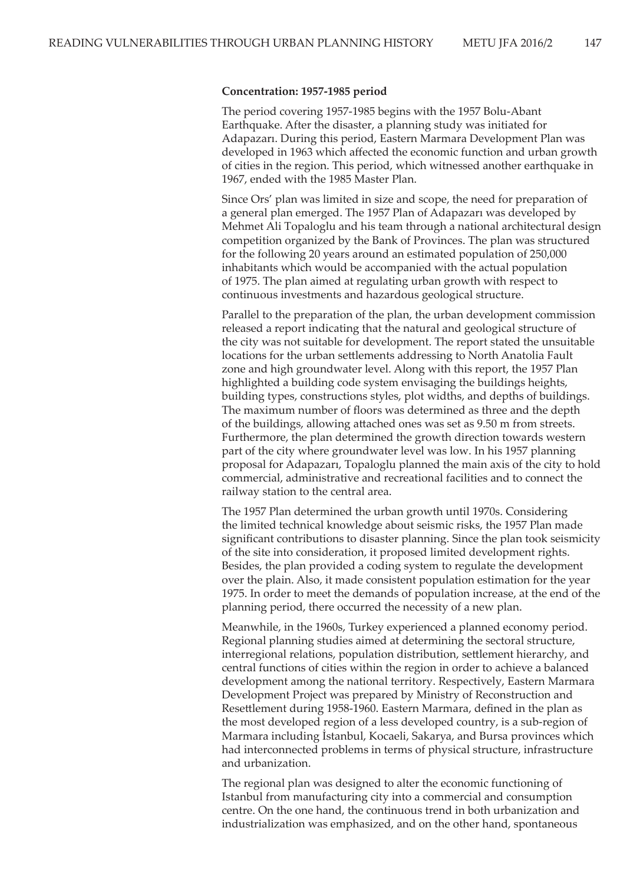**Concentration: 1957-1985 period**

The period covering 1957-1985 begins with the 1957 Bolu-Abant Earthquake. After the disaster, a planning study was initiated for Adapazarı. During this period, Eastern Marmara Development Plan was developed in 1963 which affected the economic function and urban growth of cities in the region. This period, which witnessed another earthquake in 1967, ended with the 1985 Master Plan.

Since Ors' plan was limited in size and scope, the need for preparation of a general plan emerged. The 1957 Plan of Adapazarı was developed by Mehmet Ali Topaloglu and his team through a national architectural design competition organized by the Bank of Provinces. The plan was structured for the following 20 years around an estimated population of 250,000 inhabitants which would be accompanied with the actual population of 1975. The plan aimed at regulating urban growth with respect to continuous investments and hazardous geological structure.

Parallel to the preparation of the plan, the urban development commission released a report indicating that the natural and geological structure of the city was not suitable for development. The report stated the unsuitable locations for the urban settlements addressing to North Anatolia Fault zone and high groundwater level. Along with this report, the 1957 Plan highlighted a building code system envisaging the buildings heights, building types, constructions styles, plot widths, and depths of buildings. The maximum number of floors was determined as three and the depth of the buildings, allowing attached ones was set as 9.50 m from streets. Furthermore, the plan determined the growth direction towards western part of the city where groundwater level was low. In his 1957 planning proposal for Adapazarı, Topaloglu planned the main axis of the city to hold commercial, administrative and recreational facilities and to connect the railway station to the central area.

The 1957 Plan determined the urban growth until 1970s. Considering the limited technical knowledge about seismic risks, the 1957 Plan made significant contributions to disaster planning. Since the plan took seismicity of the site into consideration, it proposed limited development rights. Besides, the plan provided a coding system to regulate the development over the plain. Also, it made consistent population estimation for the year 1975. In order to meet the demands of population increase, at the end of the planning period, there occurred the necessity of a new plan.

Meanwhile, in the 1960s, Turkey experienced a planned economy period. Regional planning studies aimed at determining the sectoral structure, interregional relations, population distribution, settlement hierarchy, and central functions of cities within the region in order to achieve a balanced development among the national territory. Respectively, Eastern Marmara Development Project was prepared by Ministry of Reconstruction and Resettlement during 1958-1960. Eastern Marmara, defined in the plan as the most developed region of a less developed country, is a sub-region of Marmara including İstanbul, Kocaeli, Sakarya, and Bursa provinces which had interconnected problems in terms of physical structure, infrastructure and urbanization.

The regional plan was designed to alter the economic functioning of Istanbul from manufacturing city into a commercial and consumption centre. On the one hand, the continuous trend in both urbanization and industrialization was emphasized, and on the other hand, spontaneous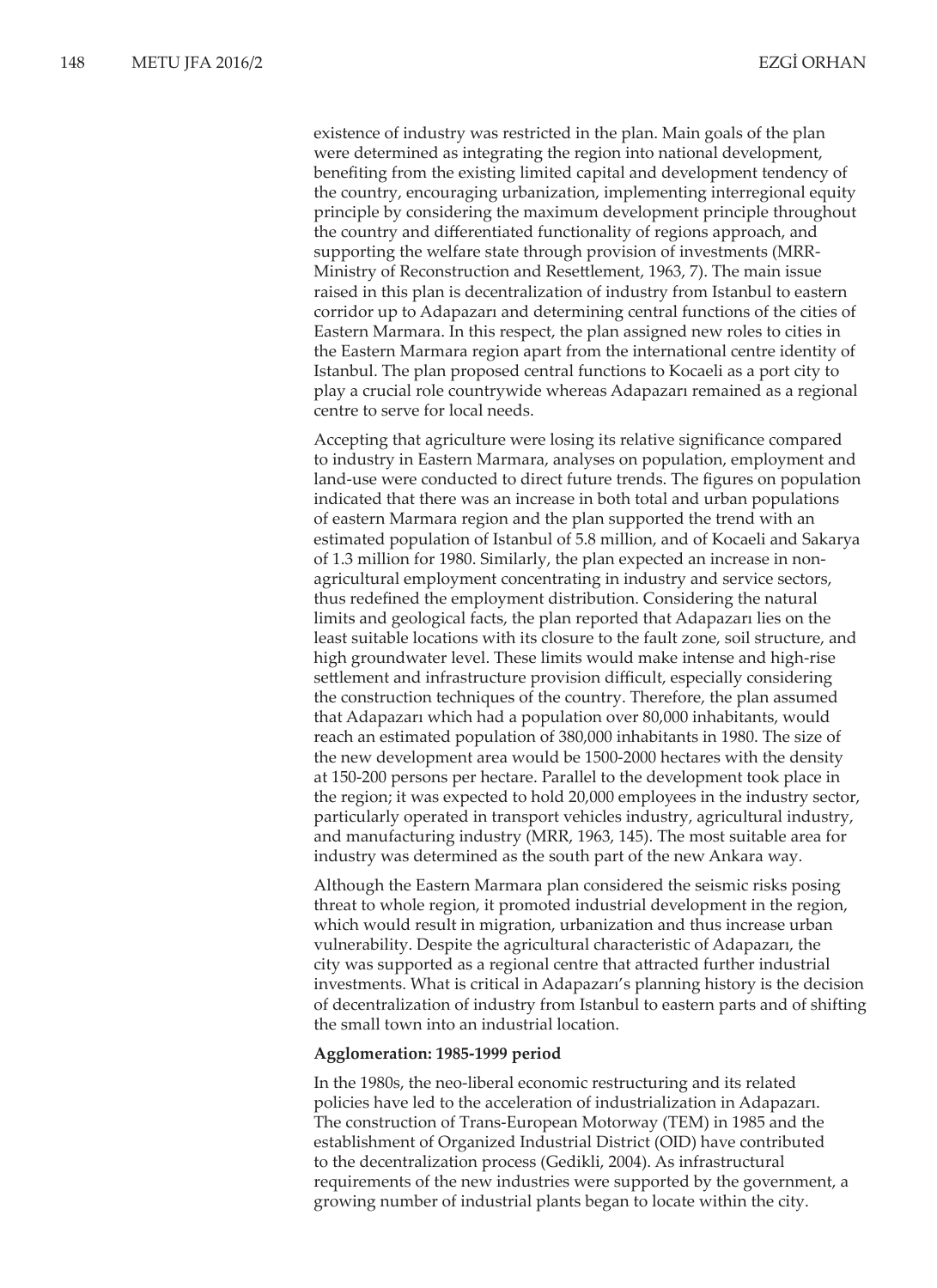existence of industry was restricted in the plan. Main goals of the plan were determined as integrating the region into national development, benefiting from the existing limited capital and development tendency of the country, encouraging urbanization, implementing interregional equity principle by considering the maximum development principle throughout the country and differentiated functionality of regions approach, and supporting the welfare state through provision of investments (MRR-Ministry of Reconstruction and Resettlement, 1963, 7). The main issue raised in this plan is decentralization of industry from Istanbul to eastern corridor up to Adapazarı and determining central functions of the cities of Eastern Marmara. In this respect, the plan assigned new roles to cities in the Eastern Marmara region apart from the international centre identity of Istanbul. The plan proposed central functions to Kocaeli as a port city to play a crucial role countrywide whereas Adapazarı remained as a regional centre to serve for local needs.

Accepting that agriculture were losing its relative significance compared to industry in Eastern Marmara, analyses on population, employment and land-use were conducted to direct future trends. The figures on population indicated that there was an increase in both total and urban populations of eastern Marmara region and the plan supported the trend with an estimated population of Istanbul of 5.8 million, and of Kocaeli and Sakarya of 1.3 million for 1980. Similarly, the plan expected an increase in non-agricultural employment concentrating in industry and service sectors, thus redefined the employment distribution. Considering the natural limits and geological facts, the plan reported that Adapazarı lies on the least suitable locations with its closure to the fault zone, soil structure, and high groundwater level. These limits would make intense and high-rise settlement and infrastructure provision difficult, especially considering the construction techniques of the country. Therefore, the plan assumed that Adapazarı which had a population over 80,000 inhabitants, would reach an estimated population of 380,000 inhabitants in 1980. The size of the new development area would be 1500-2000 hectares with the density at 150-200 persons per hectare. Parallel to the development took place in the region; it was expected to hold 20,000 employees in the industry sector, particularly operated in transport vehicles industry, agricultural industry, and manufacturing industry (MRR, 1963, 145). The most suitable area for industry was determined as the south part of the new Ankara way.

Although the Eastern Marmara plan considered the seismic risks posing threat to whole region, it promoted industrial development in the region, which would result in migration, urbanization and thus increase urban vulnerability. Despite the agricultural characteristic of Adapazarı, the city was supported as a regional centre that attracted further industrial investments. What is critical in Adapazarı's planning history is the decision of decentralization of industry from Istanbul to eastern parts and of shifting the small town into an industrial location.

**Agglomeration: 1985-1999 period**

In the 1980s, the neo-liberal economic restructuring and its related policies have led to the acceleration of industrialization in Adapazarı. The construction of Trans-European Motorway (TEM) in 1985 and the establishment of Organized Industrial District (OID) have contributed to the decentralization process (Gedikli, 2004). As infrastructural requirements of the new industries were supported by the government, a growing number of industrial plants began to locate within the city.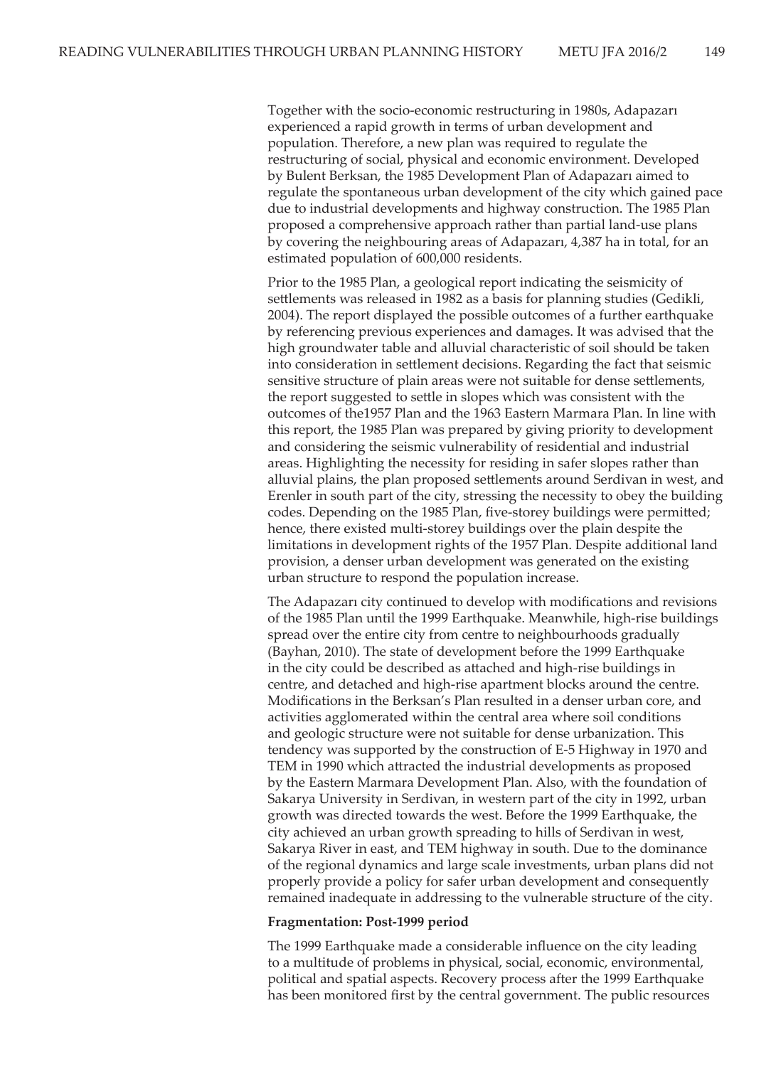Together with the socio-economic restructuring in 1980s, Adapazarı experienced a rapid growth in terms of urban development and population. Therefore, a new plan was required to regulate the restructuring of social, physical and economic environment. Developed by Bulent Berksan, the 1985 Development Plan of Adapazarı aimed to regulate the spontaneous urban development of the city which gained pace due to industrial developments and highway construction. The 1985 Plan proposed a comprehensive approach rather than partial land-use plans by covering the neighbouring areas of Adapazarı, 4,387 ha in total, for an estimated population of 600,000 residents.

Prior to the 1985 Plan, a geological report indicating the seismicity of settlements was released in 1982 as a basis for planning studies (Gedikli, 2004). The report displayed the possible outcomes of a further earthquake by referencing previous experiences and damages. It was advised that the high groundwater table and alluvial characteristic of soil should be taken into consideration in settlement decisions. Regarding the fact that seismic sensitive structure of plain areas were not suitable for dense settlements, the report suggested to settle in slopes which was consistent with the outcomes of the1957 Plan and the 1963 Eastern Marmara Plan. In line with this report, the 1985 Plan was prepared by giving priority to development and considering the seismic vulnerability of residential and industrial areas. Highlighting the necessity for residing in safer slopes rather than alluvial plains, the plan proposed settlements around Serdivan in west, and Erenler in south part of the city, stressing the necessity to obey the building codes. Depending on the 1985 Plan, five-storey buildings were permitted; hence, there existed multi-storey buildings over the plain despite the limitations in development rights of the 1957 Plan. Despite additional land provision, a denser urban development was generated on the existing urban structure to respond the population increase.

The Adapazarı city continued to develop with modifications and revisions of the 1985 Plan until the 1999 Earthquake. Meanwhile, high-rise buildings spread over the entire city from centre to neighbourhoods gradually (Bayhan, 2010). The state of development before the 1999 Earthquake in the city could be described as attached and high-rise buildings in centre, and detached and high-rise apartment blocks around the centre. Modifications in the Berksan's Plan resulted in a denser urban core, and activities agglomerated within the central area where soil conditions and geologic structure were not suitable for dense urbanization. This tendency was supported by the construction of E-5 Highway in 1970 and TEM in 1990 which attracted the industrial developments as proposed by the Eastern Marmara Development Plan. Also, with the foundation of Sakarya University in Serdivan, in western part of the city in 1992, urban growth was directed towards the west. Before the 1999 Earthquake, the city achieved an urban growth spreading to hills of Serdivan in west, Sakarya River in east, and TEM highway in south. Due to the dominance of the regional dynamics and large scale investments, urban plans did not properly provide a policy for safer urban development and consequently remained inadequate in addressing to the vulnerable structure of the city.

**Fragmentation: Post-1999 period**

The 1999 Earthquake made a considerable influence on the city leading to a multitude of problems in physical, social, economic, environmental, political and spatial aspects. Recovery process after the 1999 Earthquake has been monitored first by the central government. The public resources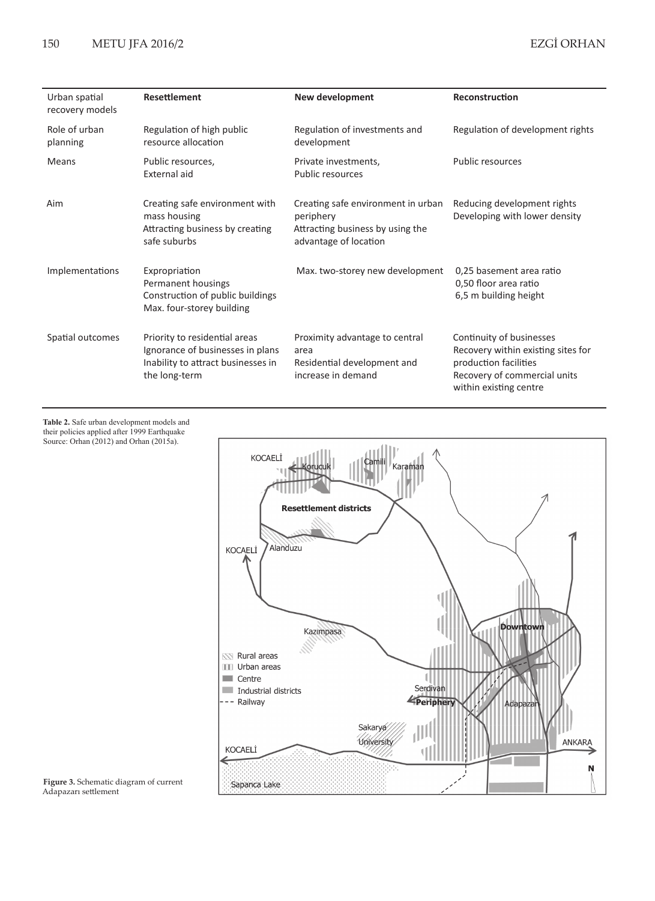| Urban spatial recovery models | Resettlement | New development | Reconstruction |
|---|---|---|---|
| Role of urban planning | Regulation of high public resource allocation | Regulation of investments and development | Regulation of development rights |
| Means | Public resources,<br>External aid | Private investments,<br>Public resources | Public resources |
| Aim | Creating safe environment with mass housing<br>Attracting business by creating safe suburbs | Creating safe environment in urban periphery<br>Attracting business by using the advantage of location | Reducing development rights<br>Developing with lower density |
| Implementations | Expropriation<br>Permanent housings<br>Construction of public buildings<br>Max. four-storey building | Max. two-storey new development | 0,25 basement area ratio<br>0,50 floor area ratio<br>6,5 m building height |
| Spatial outcomes | Priority to residential areas<br>Ignorance of businesses in plans<br>Inability to attract businesses in the long-term | Proximity advantage to central area<br>Residential development and increase in demand | Continuity of businesses<br>Recovery within existing sites for production facilities<br>Recovery of commercial units within existing centre |

**Table 2.** Safe urban development models and their policies applied after 1999 Earthquake Source: Orhan (2012) and Orhan (2015a).

**Figure 3.** Schematic diagram of current Adapazarı settlement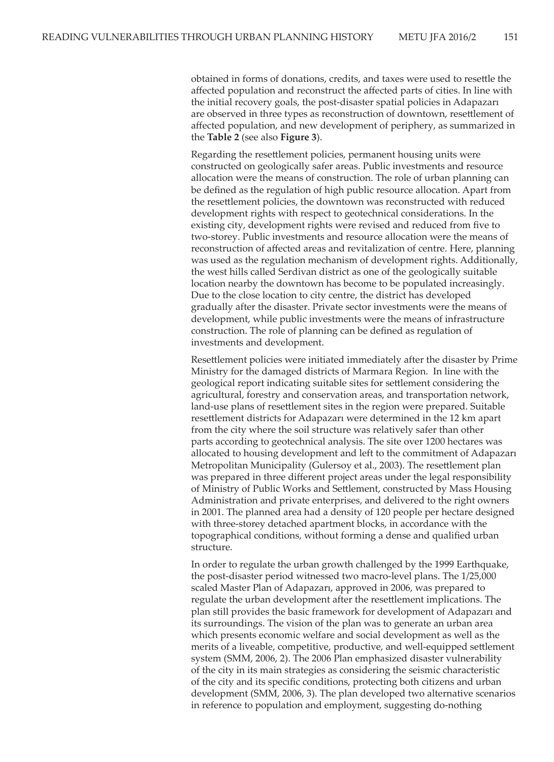obtained in forms of donations, credits, and taxes were used to resettle the affected population and reconstruct the affected parts of cities. In line with the initial recovery goals, the post-disaster spatial policies in Adapazarı are observed in three types as reconstruction of downtown, resettlement of affected population, and new development of periphery, as summarized in the **Table 2** (see also **Figure 3**).

Regarding the resettlement policies, permanent housing units were constructed on geologically safer areas. Public investments and resource allocation were the means of construction. The role of urban planning can be defined as the regulation of high public resource allocation. Apart from the resettlement policies, the downtown was reconstructed with reduced development rights with respect to geotechnical considerations. In the existing city, development rights were revised and reduced from five to two-storey. Public investments and resource allocation were the means of reconstruction of affected areas and revitalization of centre. Here, planning was used as the regulation mechanism of development rights. Additionally, the west hills called Serdivan district as one of the geologically suitable location nearby the downtown has become to be populated increasingly. Due to the close location to city centre, the district has developed gradually after the disaster. Private sector investments were the means of development, while public investments were the means of infrastructure construction. The role of planning can be defined as regulation of investments and development.

Resettlement policies were initiated immediately after the disaster by Prime Ministry for the damaged districts of Marmara Region. In line with the geological report indicating suitable sites for settlement considering the agricultural, forestry and conservation areas, and transportation network, land-use plans of resettlement sites in the region were prepared. Suitable resettlement districts for Adapazarı were determined in the 12 km apart from the city where the soil structure was relatively safer than other parts according to geotechnical analysis. The site over 1200 hectares was allocated to housing development and left to the commitment of Adapazarı Metropolitan Municipality (Gulersoy et al., 2003). The resettlement plan was prepared in three different project areas under the legal responsibility of Ministry of Public Works and Settlement, constructed by Mass Housing Administration and private enterprises, and delivered to the right owners in 2001. The planned area had a density of 120 people per hectare designed with three-storey detached apartment blocks, in accordance with the topographical conditions, without forming a dense and qualified urban structure.

In order to regulate the urban growth challenged by the 1999 Earthquake, the post-disaster period witnessed two macro-level plans. The 1/25,000 scaled Master Plan of Adapazarı, approved in 2006, was prepared to regulate the urban development after the resettlement implications. The plan still provides the basic framework for development of Adapazarı and its surroundings. The vision of the plan was to generate an urban area which presents economic welfare and social development as well as the merits of a liveable, competitive, productive, and well-equipped settlement system (SMM, 2006, 2). The 2006 Plan emphasized disaster vulnerability of the city in its main strategies as considering the seismic characteristic of the city and its specific conditions, protecting both citizens and urban development (SMM, 2006, 3). The plan developed two alternative scenarios in reference to population and employment, suggesting do-nothing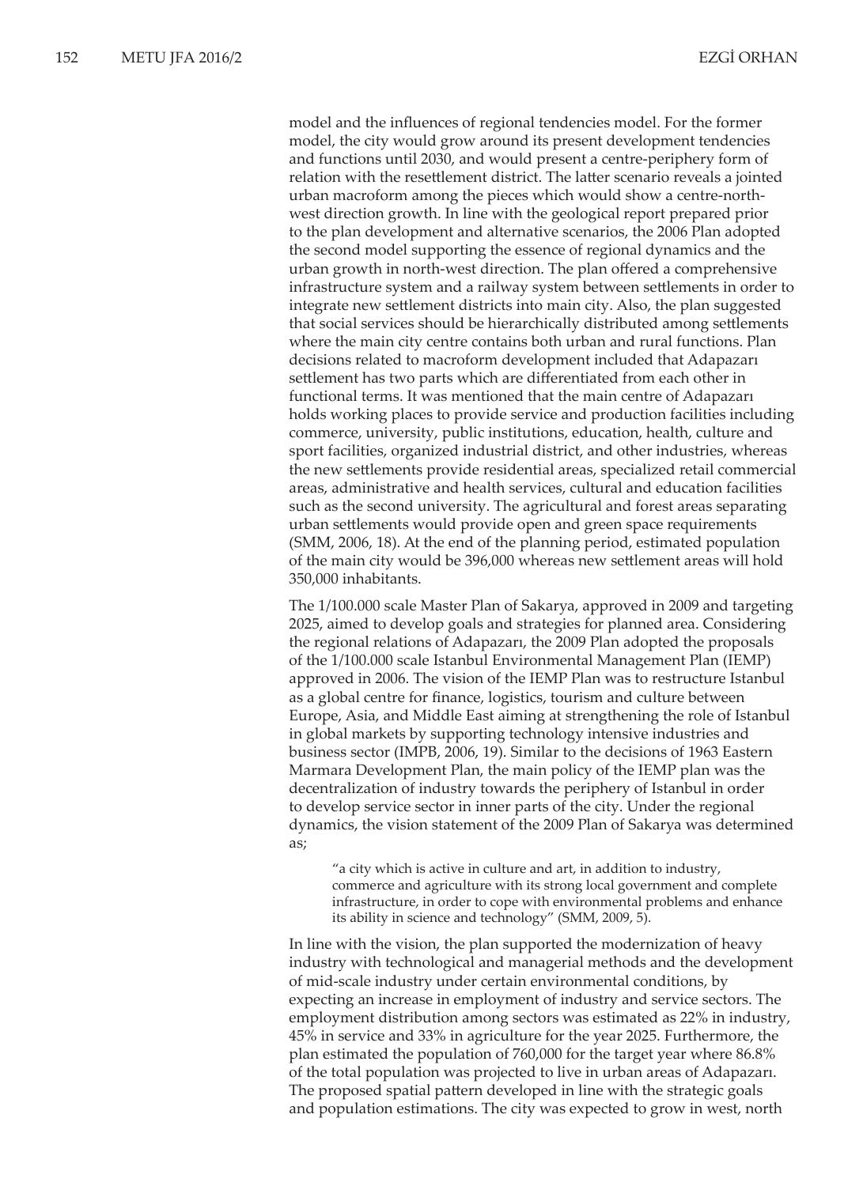model and the influences of regional tendencies model. For the former model, the city would grow around its present development tendencies and functions until 2030, and would present a centre-periphery form of relation with the resettlement district. The latter scenario reveals a jointed urban macroform among the pieces which would show a centre-north-west direction growth. In line with the geological report prepared prior to the plan development and alternative scenarios, the 2006 Plan adopted the second model supporting the essence of regional dynamics and the urban growth in north-west direction. The plan offered a comprehensive infrastructure system and a railway system between settlements in order to integrate new settlement districts into main city. Also, the plan suggested that social services should be hierarchically distributed among settlements where the main city centre contains both urban and rural functions. Plan decisions related to macroform development included that Adapazarı settlement has two parts which are differentiated from each other in functional terms. It was mentioned that the main centre of Adapazarı holds working places to provide service and production facilities including commerce, university, public institutions, education, health, culture and sport facilities, organized industrial district, and other industries, whereas the new settlements provide residential areas, specialized retail commercial areas, administrative and health services, cultural and education facilities such as the second university. The agricultural and forest areas separating urban settlements would provide open and green space requirements (SMM, 2006, 18). At the end of the planning period, estimated population of the main city would be 396,000 whereas new settlement areas will hold 350,000 inhabitants.

The 1/100.000 scale Master Plan of Sakarya, approved in 2009 and targeting 2025, aimed to develop goals and strategies for planned area. Considering the regional relations of Adapazarı, the 2009 Plan adopted the proposals of the 1/100.000 scale Istanbul Environmental Management Plan (IEMP) approved in 2006. The vision of the IEMP Plan was to restructure Istanbul as a global centre for finance, logistics, tourism and culture between Europe, Asia, and Middle East aiming at strengthening the role of Istanbul in global markets by supporting technology intensive industries and business sector (IMPB, 2006, 19). Similar to the decisions of 1963 Eastern Marmara Development Plan, the main policy of the IEMP plan was the decentralization of industry towards the periphery of Istanbul in order to develop service sector in inner parts of the city. Under the regional dynamics, the vision statement of the 2009 Plan of Sakarya was determined as;

> "a city which is active in culture and art, in addition to industry, commerce and agriculture with its strong local government and complete infrastructure, in order to cope with environmental problems and enhance its ability in science and technology" (SMM, 2009, 5).

In line with the vision, the plan supported the modernization of heavy industry with technological and managerial methods and the development of mid-scale industry under certain environmental conditions, by expecting an increase in employment of industry and service sectors. The employment distribution among sectors was estimated as 22% in industry, 45% in service and 33% in agriculture for the year 2025. Furthermore, the plan estimated the population of 760,000 for the target year where 86.8% of the total population was projected to live in urban areas of Adapazarı. The proposed spatial pattern developed in line with the strategic goals and population estimations. The city was expected to grow in west, north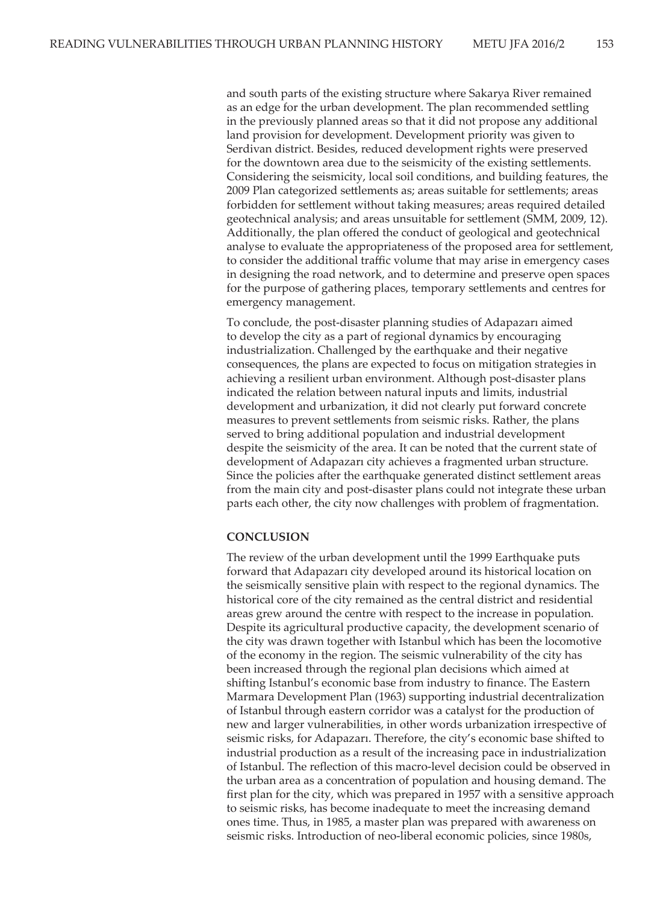and south parts of the existing structure where Sakarya River remained as an edge for the urban development. The plan recommended settling in the previously planned areas so that it did not propose any additional land provision for development. Development priority was given to Serdivan district. Besides, reduced development rights were preserved for the downtown area due to the seismicity of the existing settlements. Considering the seismicity, local soil conditions, and building features, the 2009 Plan categorized settlements as; areas suitable for settlements; areas forbidden for settlement without taking measures; areas required detailed geotechnical analysis; and areas unsuitable for settlement (SMM, 2009, 12). Additionally, the plan offered the conduct of geological and geotechnical analyse to evaluate the appropriateness of the proposed area for settlement, to consider the additional traffic volume that may arise in emergency cases in designing the road network, and to determine and preserve open spaces for the purpose of gathering places, temporary settlements and centres for emergency management.

To conclude, the post-disaster planning studies of Adapazarı aimed to develop the city as a part of regional dynamics by encouraging industrialization. Challenged by the earthquake and their negative consequences, the plans are expected to focus on mitigation strategies in achieving a resilient urban environment. Although post-disaster plans indicated the relation between natural inputs and limits, industrial development and urbanization, it did not clearly put forward concrete measures to prevent settlements from seismic risks. Rather, the plans served to bring additional population and industrial development despite the seismicity of the area. It can be noted that the current state of development of Adapazarı city achieves a fragmented urban structure. Since the policies after the earthquake generated distinct settlement areas from the main city and post-disaster plans could not integrate these urban parts each other, the city now challenges with problem of fragmentation.

## CONCLUSION

The review of the urban development until the 1999 Earthquake puts forward that Adapazarı city developed around its historical location on the seismically sensitive plain with respect to the regional dynamics. The historical core of the city remained as the central district and residential areas grew around the centre with respect to the increase in population. Despite its agricultural productive capacity, the development scenario of the city was drawn together with Istanbul which has been the locomotive of the economy in the region. The seismic vulnerability of the city has been increased through the regional plan decisions which aimed at shifting Istanbul's economic base from industry to finance. The Eastern Marmara Development Plan (1963) supporting industrial decentralization of Istanbul through eastern corridor was a catalyst for the production of new and larger vulnerabilities, in other words urbanization irrespective of seismic risks, for Adapazarı. Therefore, the city's economic base shifted to industrial production as a result of the increasing pace in industrialization of Istanbul. The reflection of this macro-level decision could be observed in the urban area as a concentration of population and housing demand. The first plan for the city, which was prepared in 1957 with a sensitive approach to seismic risks, has become inadequate to meet the increasing demand ones time. Thus, in 1985, a master plan was prepared with awareness on seismic risks. Introduction of neo-liberal economic policies, since 1980s,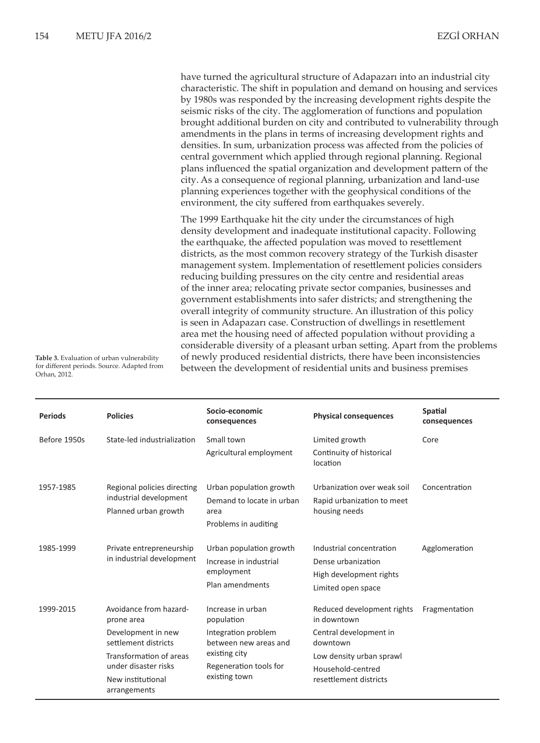have turned the agricultural structure of Adapazarı into an industrial city characteristic. The shift in population and demand on housing and services by 1980s was responded by the increasing development rights despite the seismic risks of the city. The agglomeration of functions and population brought additional burden on city and contributed to vulnerability through amendments in the plans in terms of increasing development rights and densities. In sum, urbanization process was affected from the policies of central government which applied through regional planning. Regional plans influenced the spatial organization and development pattern of the city. As a consequence of regional planning, urbanization and land-use planning experiences together with the geophysical conditions of the environment, the city suffered from earthquakes severely.

The 1999 Earthquake hit the city under the circumstances of high density development and inadequate institutional capacity. Following the earthquake, the affected population was moved to resettlement districts, as the most common recovery strategy of the Turkish disaster management system. Implementation of resettlement policies considers reducing building pressures on the city centre and residential areas of the inner area; relocating private sector companies, businesses and government establishments into safer districts; and strengthening the overall integrity of community structure. An illustration of this policy is seen in Adapazarı case. Construction of dwellings in resettlement area met the housing need of affected population without providing a considerable diversity of a pleasant urban setting. Apart from the problems of newly produced residential districts, there have been inconsistencies between the development of residential units and business premises

**Table 3.** Evaluation of urban vulnerability for different periods. Source. Adapted from Orhan, 2012.

| Periods | Policies | Socio-economic consequences | Physical consequences | Spatial consequences |
|---|---|---|---|---|
| Before 1950s | State-led industrialization | Small town<br>Agricultural employment | Limited growth<br>Continuity of historical location | Core |
| 1957-1985 | Regional policies directing industrial development<br>Planned urban growth | Urban population growth<br>Demand to locate in urban area<br>Problems in auditing | Urbanization over weak soil<br>Rapid urbanization to meet housing needs | Concentration |
| 1985-1999 | Private entrepreneurship in industrial development | Urban population growth<br>Increase in industrial employment<br>Plan amendments | Industrial concentration<br>Dense urbanization<br>High development rights<br>Limited open space | Agglomeration |
| 1999-2015 | Avoidance from hazard-prone area<br>Development in new settlement districts<br>Transformation of areas under disaster risks<br>New institutional arrangements | Increase in urban population<br>Integration problem between new areas and existing city<br>Regeneration tools for existing town | Reduced development rights in downtown<br>Central development in downtown<br>Low density urban sprawl<br>Household-centred resettlement districts | Fragmentation |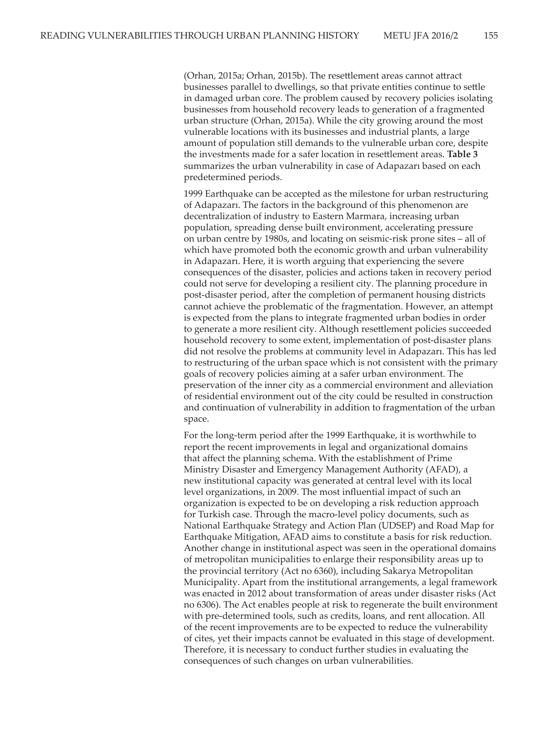(Orhan, 2015a; Orhan, 2015b). The resettlement areas cannot attract businesses parallel to dwellings, so that private entities continue to settle in damaged urban core. The problem caused by recovery policies isolating businesses from household recovery leads to generation of a fragmented urban structure (Orhan, 2015a). While the city growing around the most vulnerable locations with its businesses and industrial plants, a large amount of population still demands to the vulnerable urban core, despite the investments made for a safer location in resettlement areas. **Table 3** summarizes the urban vulnerability in case of Adapazarı based on each predetermined periods.

1999 Earthquake can be accepted as the milestone for urban restructuring of Adapazarı. The factors in the background of this phenomenon are decentralization of industry to Eastern Marmara, increasing urban population, spreading dense built environment, accelerating pressure on urban centre by 1980s, and locating on seismic-risk prone sites – all of which have promoted both the economic growth and urban vulnerability in Adapazarı. Here, it is worth arguing that experiencing the severe consequences of the disaster, policies and actions taken in recovery period could not serve for developing a resilient city. The planning procedure in post-disaster period, after the completion of permanent housing districts cannot achieve the problematic of the fragmentation. However, an attempt is expected from the plans to integrate fragmented urban bodies in order to generate a more resilient city. Although resettlement policies succeeded household recovery to some extent, implementation of post-disaster plans did not resolve the problems at community level in Adapazarı. This has led to restructuring of the urban space which is not consistent with the primary goals of recovery policies aiming at a safer urban environment. The preservation of the inner city as a commercial environment and alleviation of residential environment out of the city could be resulted in construction and continuation of vulnerability in addition to fragmentation of the urban space.

For the long-term period after the 1999 Earthquake, it is worthwhile to report the recent improvements in legal and organizational domains that affect the planning schema. With the establishment of Prime Ministry Disaster and Emergency Management Authority (AFAD), a new institutional capacity was generated at central level with its local level organizations, in 2009. The most influential impact of such an organization is expected to be on developing a risk reduction approach for Turkish case. Through the macro-level policy documents, such as National Earthquake Strategy and Action Plan (UDSEP) and Road Map for Earthquake Mitigation, AFAD aims to constitute a basis for risk reduction. Another change in institutional aspect was seen in the operational domains of metropolitan municipalities to enlarge their responsibility areas up to the provincial territory (Act no 6360), including Sakarya Metropolitan Municipality. Apart from the institutional arrangements, a legal framework was enacted in 2012 about transformation of areas under disaster risks (Act no 6306). The Act enables people at risk to regenerate the built environment with pre-determined tools, such as credits, loans, and rent allocation. All of the recent improvements are to be expected to reduce the vulnerability of cites, yet their impacts cannot be evaluated in this stage of development. Therefore, it is necessary to conduct further studies in evaluating the consequences of such changes on urban vulnerabilities.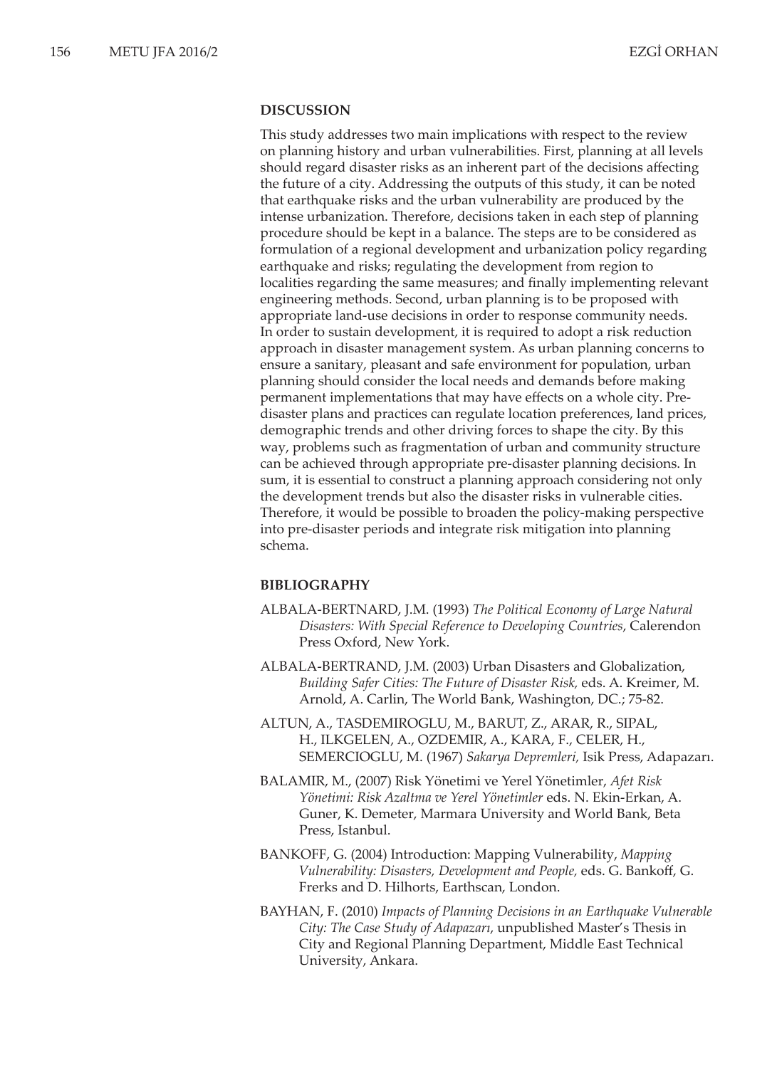## DISCUSSION

This study addresses two main implications with respect to the review on planning history and urban vulnerabilities. First, planning at all levels should regard disaster risks as an inherent part of the decisions affecting the future of a city. Addressing the outputs of this study, it can be noted that earthquake risks and the urban vulnerability are produced by the intense urbanization. Therefore, decisions taken in each step of planning procedure should be kept in a balance. The steps are to be considered as formulation of a regional development and urbanization policy regarding earthquake and risks; regulating the development from region to localities regarding the same measures; and finally implementing relevant engineering methods. Second, urban planning is to be proposed with appropriate land-use decisions in order to response community needs. In order to sustain development, it is required to adopt a risk reduction approach in disaster management system. As urban planning concerns to ensure a sanitary, pleasant and safe environment for population, urban planning should consider the local needs and demands before making permanent implementations that may have effects on a whole city. Pre-disaster plans and practices can regulate location preferences, land prices, demographic trends and other driving forces to shape the city. By this way, problems such as fragmentation of urban and community structure can be achieved through appropriate pre-disaster planning decisions. In sum, it is essential to construct a planning approach considering not only the development trends but also the disaster risks in vulnerable cities. Therefore, it would be possible to broaden the policy-making perspective into pre-disaster periods and integrate risk mitigation into planning schema.

## BIBLIOGRAPHY

ALBALA-BERTNARD, J.M. (1993) *The Political Economy of Large Natural Disasters: With Special Reference to Developing Countries*, Calerendon Press Oxford, New York.

ALBALA-BERTRAND, J.M. (2003) Urban Disasters and Globalization, *Building Safer Cities: The Future of Disaster Risk*, eds. A. Kreimer, M. Arnold, A. Carlin, The World Bank, Washington, DC.; 75-82.

ALTUN, A., TASDEMIROGLU, M., BARUT, Z., ARAR, R., SIPAL, H., ILKGELEN, A., OZDEMIR, A., KARA, F., CELER, H., SEMERCIOGLU, M. (1967) *Sakarya Depremleri*, Isik Press, Adapazarı.

BALAMIR, M., (2007) Risk Yönetimi ve Yerel Yönetimler, *Afet Risk Yönetimi: Risk Azaltma ve Yerel Yönetimler* eds. N. Ekin-Erkan, A. Guner, K. Demeter, Marmara University and World Bank, Beta Press, Istanbul.

BANKOFF, G. (2004) Introduction: Mapping Vulnerability, *Mapping Vulnerability: Disasters, Development and People*, eds. G. Bankoff, G. Frerks and D. Hilhorts, Earthscan, London.

BAYHAN, F. (2010) *Impacts of Planning Decisions in an Earthquake Vulnerable City: The Case Study of Adapazarı*, unpublished Master's Thesis in City and Regional Planning Department, Middle East Technical University, Ankara.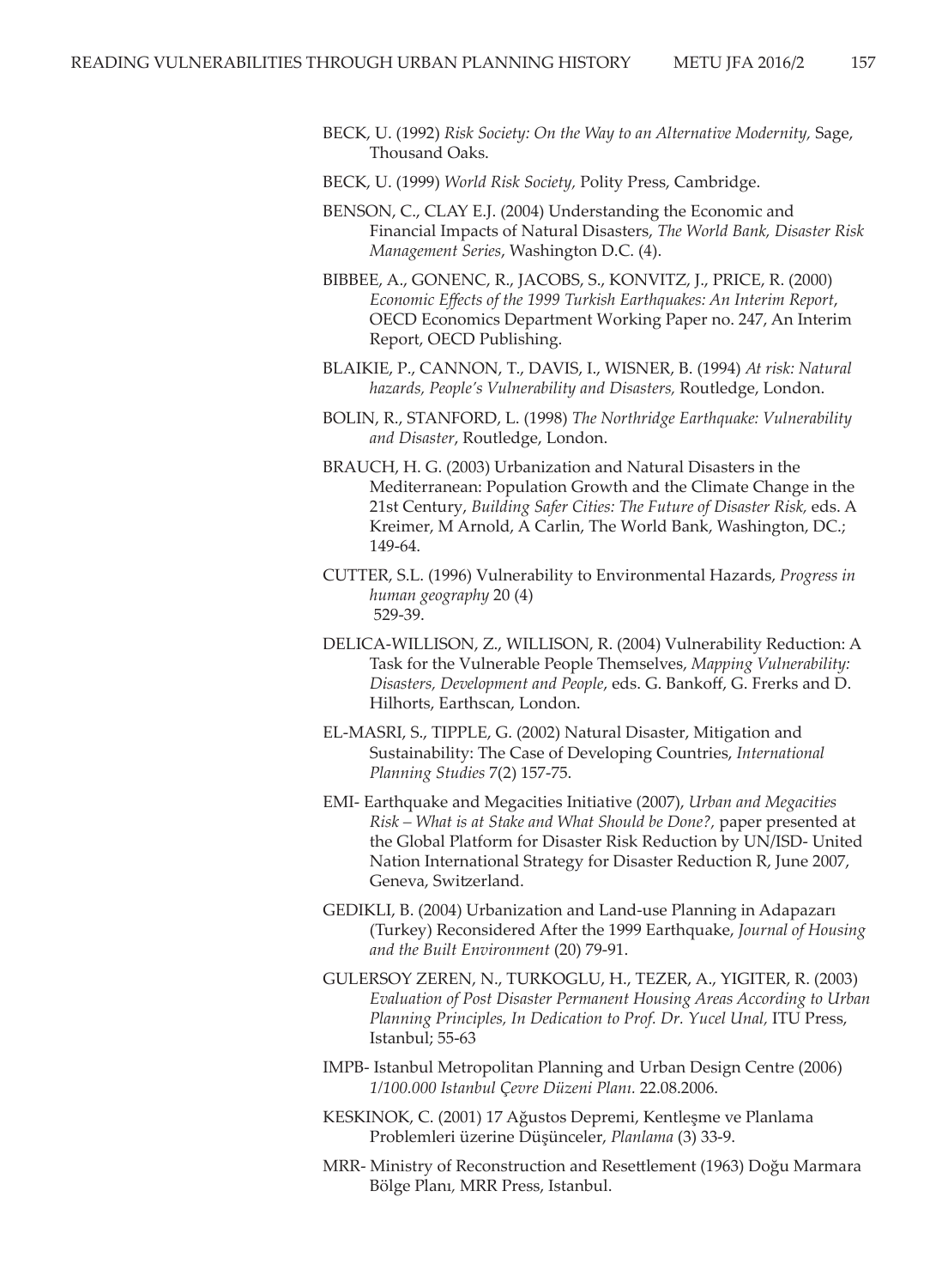BECK, U. (1992) *Risk Society: On the Way to an Alternative Modernity,* Sage, Thousand Oaks.

BECK, U. (1999) *World Risk Society,* Polity Press, Cambridge.

BENSON, C., CLAY E.J. (2004) Understanding the Economic and Financial Impacts of Natural Disasters, *The World Bank, Disaster Risk Management Series*, Washington D.C. (4).

BIBBEE, A., GONENC, R., JACOBS, S., KONVITZ, J., PRICE, R. (2000) *Economic Effects of the 1999 Turkish Earthquakes: An Interim Report*, OECD Economics Department Working Paper no. 247, An Interim Report, OECD Publishing.

BLAIKIE, P., CANNON, T., DAVIS, I., WISNER, B. (1994) *At risk: Natural hazards, People's Vulnerability and Disasters,* Routledge, London.

BOLIN, R., STANFORD, L. (1998) *The Northridge Earthquake: Vulnerability and Disaster*, Routledge, London.

BRAUCH, H. G. (2003) Urbanization and Natural Disasters in the Mediterranean: Population Growth and the Climate Change in the 21st Century, *Building Safer Cities: The Future of Disaster Risk,* eds. A Kreimer, M Arnold, A Carlin, The World Bank, Washington, DC.; 149-64.

CUTTER, S.L. (1996) Vulnerability to Environmental Hazards, *Progress in human geography* 20 (4) 529-39.

DELICA-WILLISON, Z., WILLISON, R. (2004) Vulnerability Reduction: A Task for the Vulnerable People Themselves, *Mapping Vulnerability: Disasters, Development and People*, eds. G. Bankoff, G. Frerks and D. Hilhorts, Earthscan, London.

EL-MASRI, S., TIPPLE, G. (2002) Natural Disaster, Mitigation and Sustainability: The Case of Developing Countries, *International Planning Studies* 7(2) 157-75.

EMI- Earthquake and Megacities Initiative (2007), *Urban and Megacities Risk – What is at Stake and What Should be Done?,* paper presented at the Global Platform for Disaster Risk Reduction by UN/ISD- United Nation International Strategy for Disaster Reduction R, June 2007, Geneva, Switzerland.

GEDIKLI, B. (2004) Urbanization and Land-use Planning in Adapazarı (Turkey) Reconsidered After the 1999 Earthquake, *Journal of Housing and the Built Environment* (20) 79-91.

GULERSOY ZEREN, N., TURKOGLU, H., TEZER, A., YIGITER, R. (2003) *Evaluation of Post Disaster Permanent Housing Areas According to Urban Planning Principles, In Dedication to Prof. Dr. Yucel Unal,* ITU Press, Istanbul; 55-63

IMPB- Istanbul Metropolitan Planning and Urban Design Centre (2006) *1/100.000 Istanbul Çevre Düzeni Planı.* 22.08.2006.

KESKINOK, C. (2001) 17 Ağustos Depremi, Kentleşme ve Planlama Problemleri üzerine Düşünceler, *Planlama* (3) 33-9.

MRR- Ministry of Reconstruction and Resettlement (1963) Doğu Marmara Bölge Planı, MRR Press, Istanbul.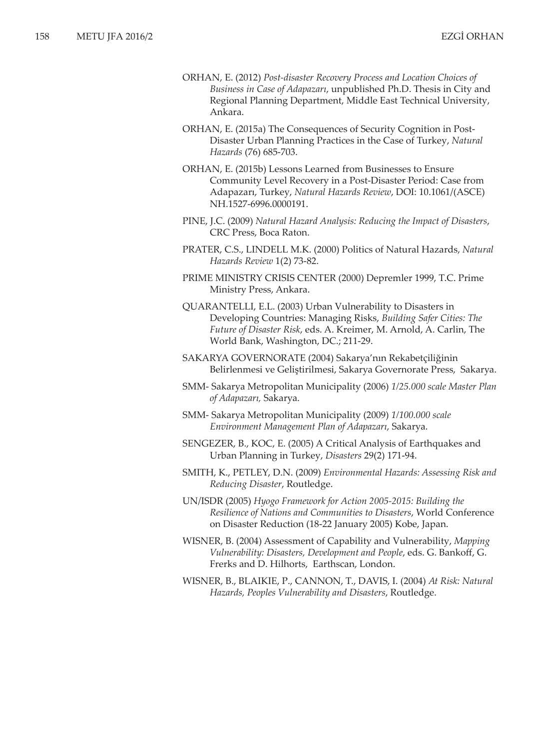ORHAN, E. (2012) *Post-disaster Recovery Process and Location Choices of Business in Case of Adapazarı*, unpublished Ph.D. Thesis in City and Regional Planning Department, Middle East Technical University, Ankara.

ORHAN, E. (2015a) The Consequences of Security Cognition in Post-Disaster Urban Planning Practices in the Case of Turkey, *Natural Hazards* (76) 685-703.

ORHAN, E. (2015b) Lessons Learned from Businesses to Ensure Community Level Recovery in a Post-Disaster Period: Case from Adapazarı, Turkey, *Natural Hazards Review*, DOI: 10.1061/(ASCE) NH.1527-6996.0000191.

PINE, J.C. (2009) *Natural Hazard Analysis: Reducing the Impact of Disasters*, CRC Press, Boca Raton.

PRATER, C.S., LINDELL M.K. (2000) Politics of Natural Hazards, *Natural Hazards Review* 1(2) 73-82.

PRIME MINISTRY CRISIS CENTER (2000) Depremler 1999, T.C. Prime Ministry Press, Ankara.

QUARANTELLI, E.L. (2003) Urban Vulnerability to Disasters in Developing Countries: Managing Risks, *Building Safer Cities: The Future of Disaster Risk*, eds. A. Kreimer, M. Arnold, A. Carlin, The World Bank, Washington, DC.; 211-29.

SAKARYA GOVERNORATE (2004) Sakarya'nın Rekabetçiliğinin Belirlenmesi ve Geliştirilmesi, Sakarya Governorate Press, Sakarya.

SMM- Sakarya Metropolitan Municipality (2006) *1/25.000 scale Master Plan of Adapazarı*, Sakarya.

SMM- Sakarya Metropolitan Municipality (2009) *1/100.000 scale Environment Management Plan of Adapazarı*, Sakarya.

SENGEZER, B., KOC, E. (2005) A Critical Analysis of Earthquakes and Urban Planning in Turkey, *Disasters* 29(2) 171-94.

SMITH, K., PETLEY, D.N. (2009) *Environmental Hazards: Assessing Risk and Reducing Disaster*, Routledge.

UN/ISDR (2005) *Hyogo Framework for Action 2005-2015: Building the Resilience of Nations and Communities to Disasters*, World Conference on Disaster Reduction (18-22 January 2005) Kobe, Japan.

WISNER, B. (2004) Assessment of Capability and Vulnerability, *Mapping Vulnerability: Disasters, Development and People*, eds. G. Bankoff, G. Frerks and D. Hilhorts, Earthscan, London.

WISNER, B., BLAIKIE, P., CANNON, T., DAVIS, I. (2004) *At Risk: Natural Hazards, Peoples Vulnerability and Disasters*, Routledge.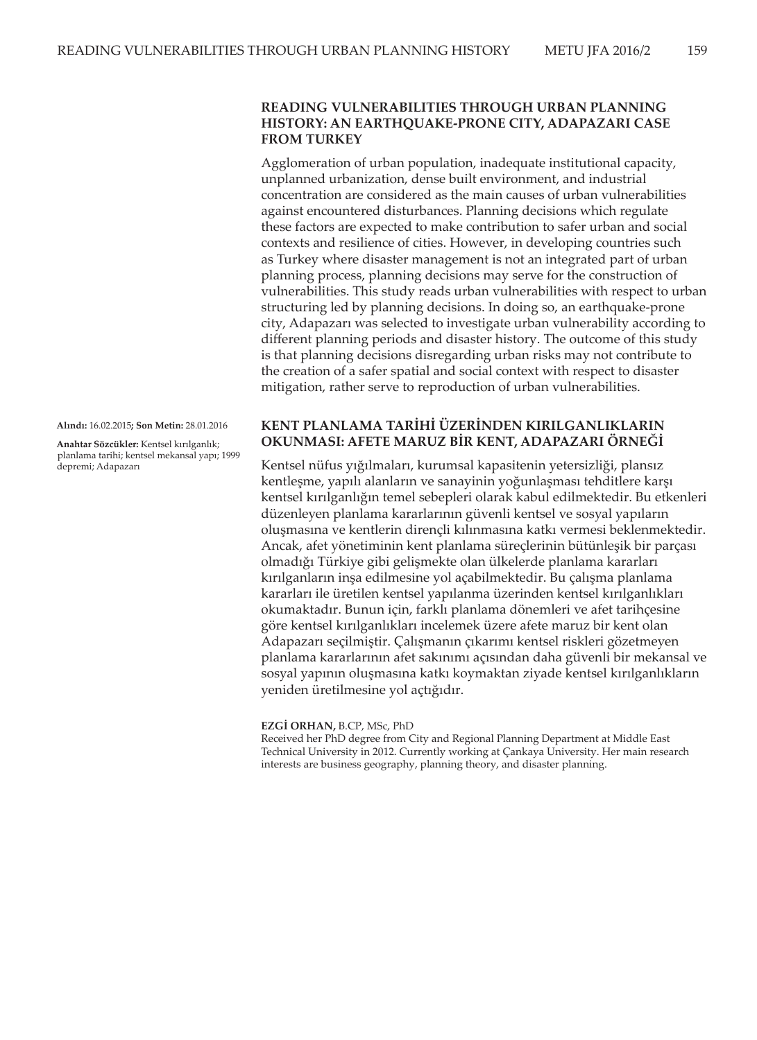## READING VULNERABILITIES THROUGH URBAN PLANNING HISTORY: AN EARTHQUAKE-PRONE CITY, ADAPAZARI CASE FROM TURKEY

Agglomeration of urban population, inadequate institutional capacity, unplanned urbanization, dense built environment, and industrial concentration are considered as the main causes of urban vulnerabilities against encountered disturbances. Planning decisions which regulate these factors are expected to make contribution to safer urban and social contexts and resilience of cities. However, in developing countries such as Turkey where disaster management is not an integrated part of urban planning process, planning decisions may serve for the construction of vulnerabilities. This study reads urban vulnerabilities with respect to urban structuring led by planning decisions. In doing so, an earthquake-prone city, Adapazarı was selected to investigate urban vulnerability according to different planning periods and disaster history. The outcome of this study is that planning decisions disregarding urban risks may not contribute to the creation of a safer spatial and social context with respect to disaster mitigation, rather serve to reproduction of urban vulnerabilities.

**Alındı:** 16.02.2015**; Son Metin:** 28.01.2016

**Anahtar Sözcükler:** Kentsel kırılganlık; planlama tarihi; kentsel mekansal yapı; 1999 depremi; Adapazarı

## KENT PLANLAMA TARİHİ ÜZERİNDEN KIRILGANLIKLARIN OKUNMASI: AFETE MARUZ BİR KENT, ADAPAZARI ÖRNEĞİ

Kentsel nüfus yığılmaları, kurumsal kapasitenin yetersizliği, plansız kentleşme, yapılı alanların ve sanayinin yoğunlaşması tehditlere karşı kentsel kırılganlığın temel sebepleri olarak kabul edilmektedir. Bu etkenleri düzenleyen planlama kararlarının güvenli kentsel ve sosyal yapıların oluşmasına ve kentlerin dirençli kılınmasına katkı vermesi beklenmektedir. Ancak, afet yönetiminin kent planlama süreçlerinin bütünleşik bir parçası olmadığı Türkiye gibi gelişmekte olan ülkelerde planlama kararları kırılganların inşa edilmesine yol açabilmektedir. Bu çalışma planlama kararları ile üretilen kentsel yapılanma üzerinden kentsel kırılganlıkları okumaktadır. Bunun için, farklı planlama dönemleri ve afet tarihçesine göre kentsel kırılganlıkları incelemek üzere afete maruz bir kent olan Adapazarı seçilmiştir. Çalışmanın çıkarımı kentsel riskleri gözetmeyen planlama kararlarının afet sakınımı açısından daha güvenli bir mekansal ve sosyal yapının oluşmasına katkı koymaktan ziyade kentsel kırılganlıkların yeniden üretilmesine yol açtığıdır.

**EZGİ ORHAN,** B.CP, MSc, PhD

Received her PhD degree from City and Regional Planning Department at Middle East Technical University in 2012. Currently working at Çankaya University. Her main research interests are business geography, planning theory, and disaster planning.